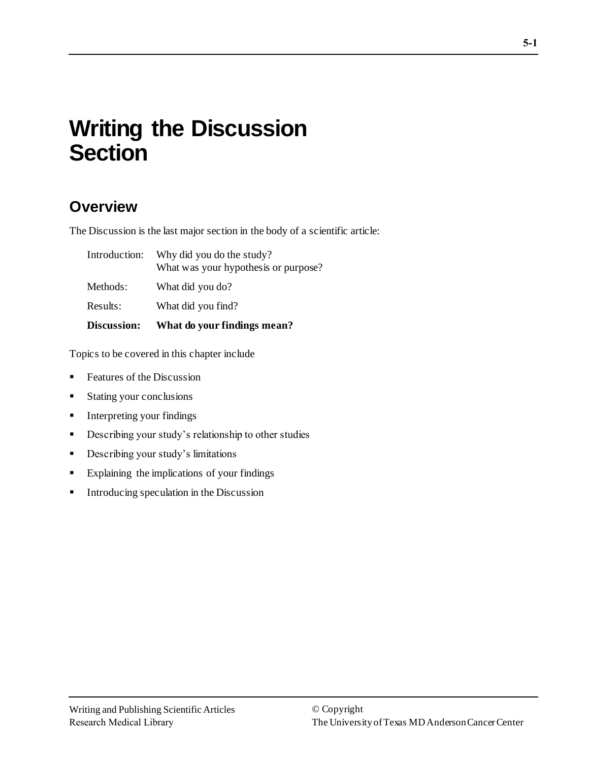# Writing the Discussion Section

## Overview

The Discussion is the last major section in the body of a scientific article:

| | |
|---|---|
| Introduction: | Why did you do the study? What was your hypothesis or purpose? |
| Methods: | What did you do? |
| Results: | What did you find? |
| **Discussion:** | **What do your findings mean?** |

Topics to be covered in this chapter include

- Features of the Discussion
- Stating your conclusions
- Interpreting your findings
- Describing your study's relationship to other studies
- Describing your study's limitations
- Explaining the implications of your findings
- Introducing speculation in the Discussion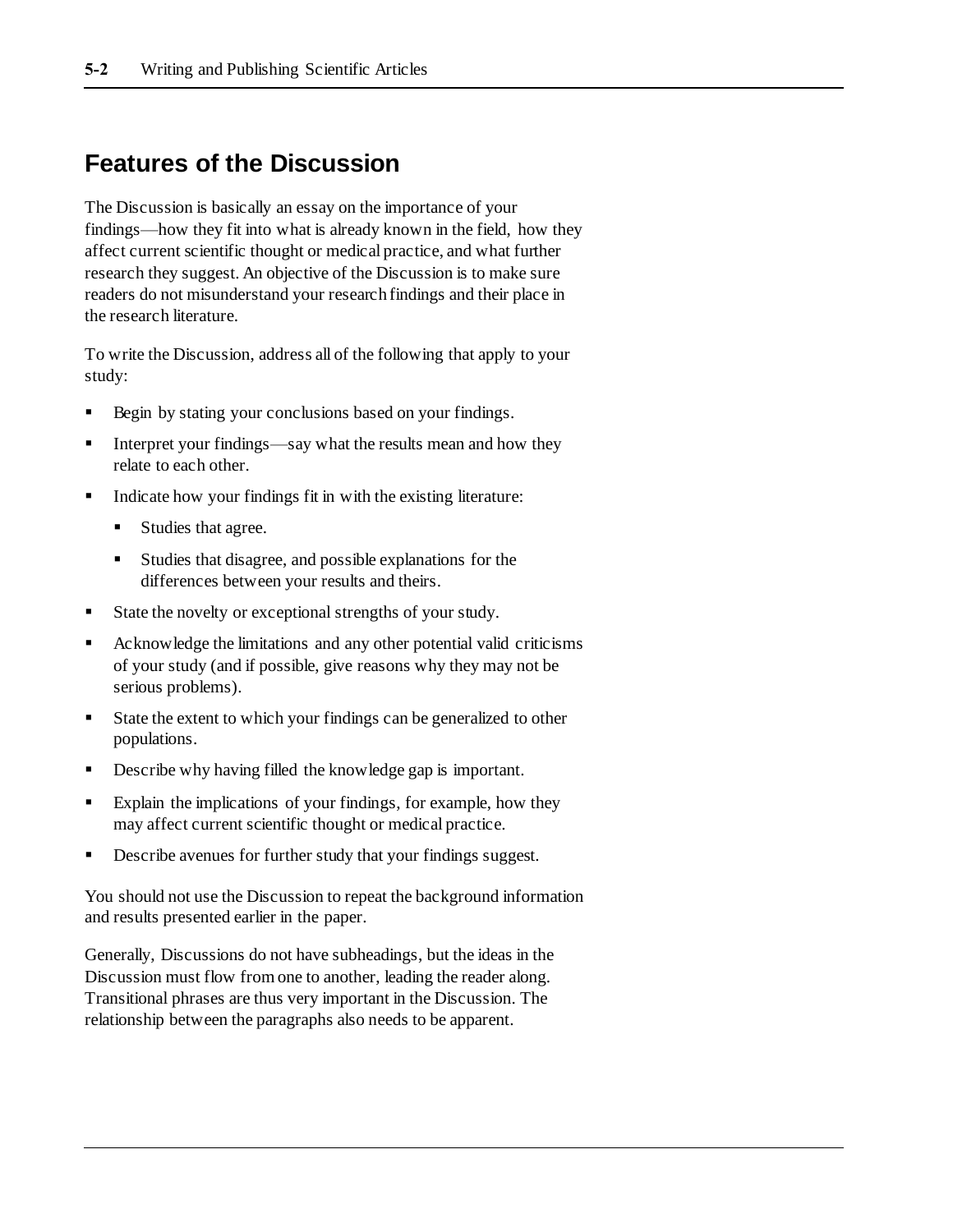## Features of the Discussion

The Discussion is basically an essay on the importance of your findings—how they fit into what is already known in the field, how they affect current scientific thought or medical practice, and what further research they suggest. An objective of the Discussion is to make sure readers do not misunderstand your research findings and their place in the research literature.

To write the Discussion, address all of the following that apply to your study:

- Begin by stating your conclusions based on your findings.
- Interpret your findings—say what the results mean and how they relate to each other.
- Indicate how your findings fit in with the existing literature:
  - Studies that agree.
  - Studies that disagree, and possible explanations for the differences between your results and theirs.
- State the novelty or exceptional strengths of your study.
- Acknowledge the limitations and any other potential valid criticisms of your study (and if possible, give reasons why they may not be serious problems).
- State the extent to which your findings can be generalized to other populations.
- Describe why having filled the knowledge gap is important.
- Explain the implications of your findings, for example, how they may affect current scientific thought or medical practice.
- Describe avenues for further study that your findings suggest.

You should not use the Discussion to repeat the background information and results presented earlier in the paper.

Generally, Discussions do not have subheadings, but the ideas in the Discussion must flow from one to another, leading the reader along. Transitional phrases are thus very important in the Discussion. The relationship between the paragraphs also needs to be apparent.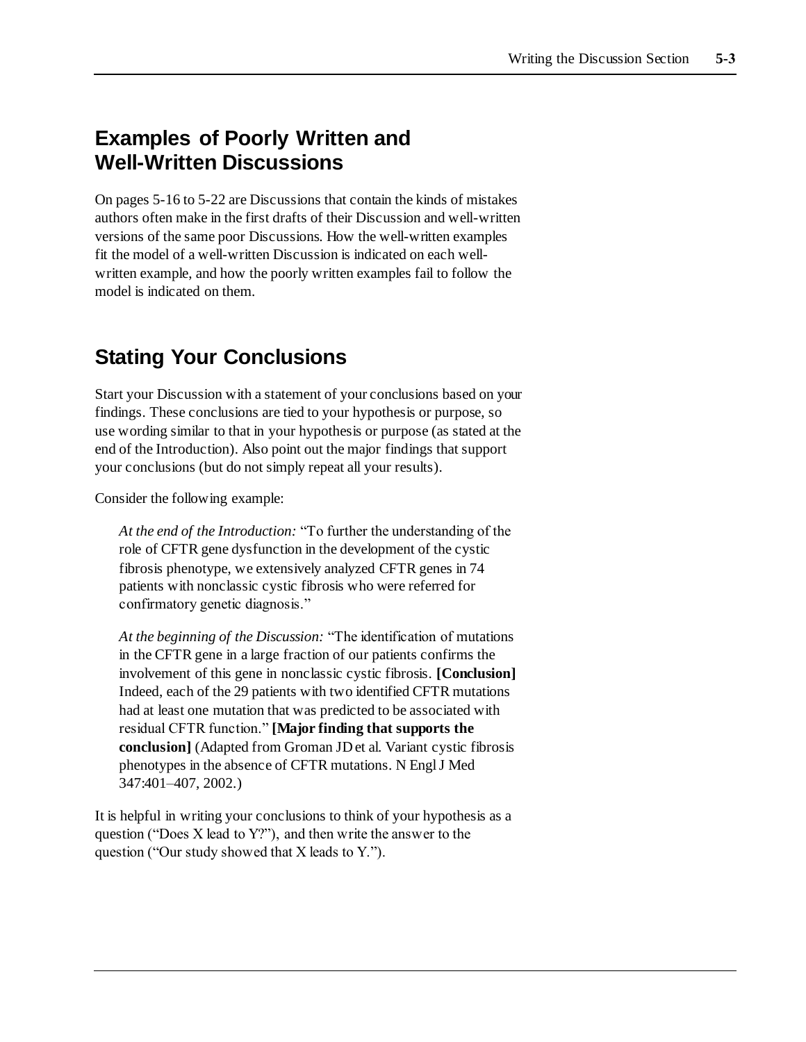## Examples of Poorly Written and Well-Written Discussions

On pages 5-16 to 5-22 are Discussions that contain the kinds of mistakes authors often make in the first drafts of their Discussion and well-written versions of the same poor Discussions. How the well-written examples fit the model of a well-written Discussion is indicated on each well-written example, and how the poorly written examples fail to follow the model is indicated on them.

## Stating Your Conclusions

Start your Discussion with a statement of your conclusions based on your findings. These conclusions are tied to your hypothesis or purpose, so use wording similar to that in your hypothesis or purpose (as stated at the end of the Introduction). Also point out the major findings that support your conclusions (but do not simply repeat all your results).

Consider the following example:

> *At the end of the Introduction:* "To further the understanding of the role of CFTR gene dysfunction in the development of the cystic fibrosis phenotype, we extensively analyzed CFTR genes in 74 patients with nonclassic cystic fibrosis who were referred for confirmatory genetic diagnosis."
>
> *At the beginning of the Discussion:* "The identification of mutations in the CFTR gene in a large fraction of our patients confirms the involvement of this gene in nonclassic cystic fibrosis. **[Conclusion]** Indeed, each of the 29 patients with two identified CFTR mutations had at least one mutation that was predicted to be associated with residual CFTR function." **[Major finding that supports the conclusion]** (Adapted from Groman JD et al. Variant cystic fibrosis phenotypes in the absence of CFTR mutations. N Engl J Med 347:401–407, 2002.)

It is helpful in writing your conclusions to think of your hypothesis as a question ("Does X lead to Y?"), and then write the answer to the question ("Our study showed that X leads to Y.").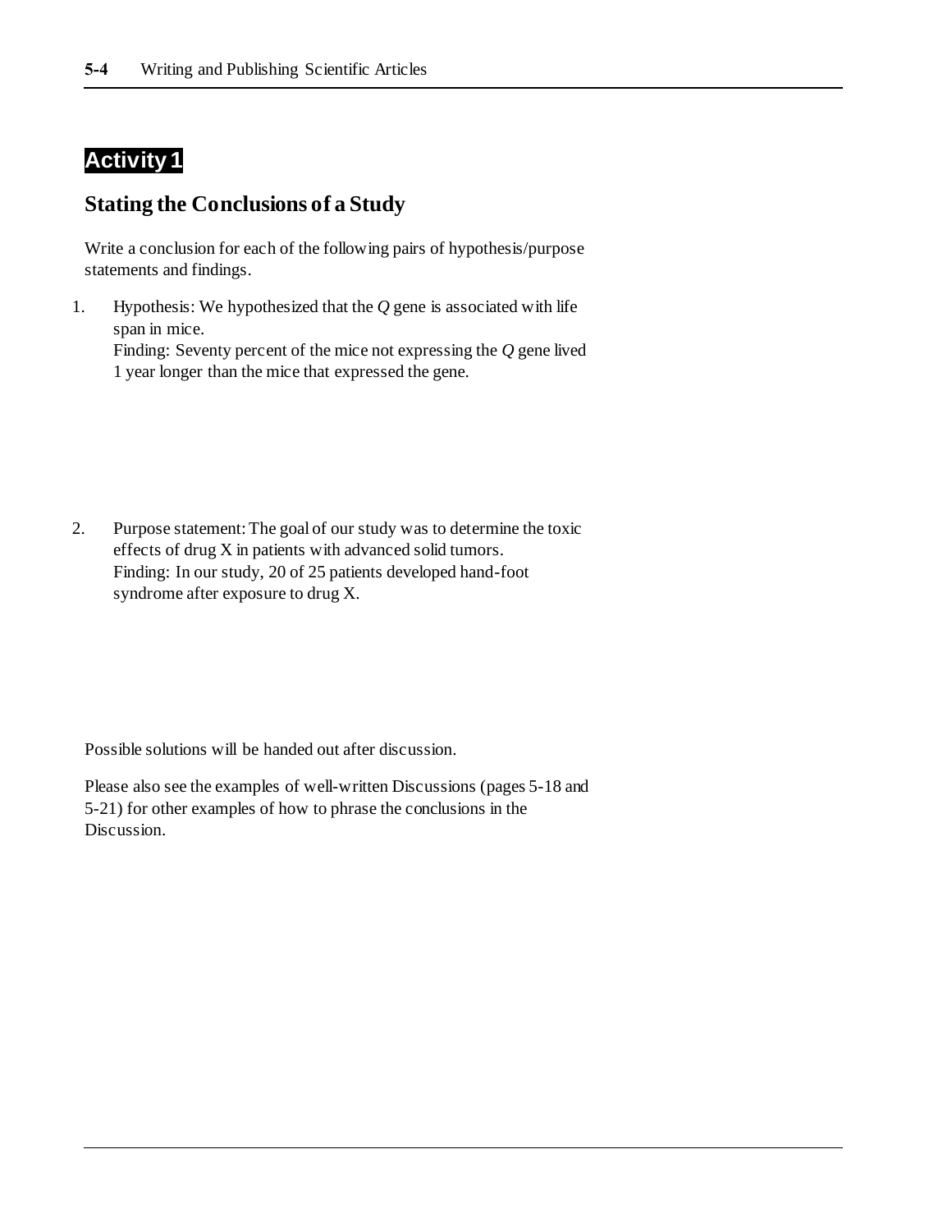## Activity 1

### Stating the Conclusions of a Study

Write a conclusion for each of the following pairs of hypothesis/purpose statements and findings.

1. Hypothesis: We hypothesized that the *Q* gene is associated with life span in mice.
   Finding: Seventy percent of the mice not expressing the *Q* gene lived 1 year longer than the mice that expressed the gene.

2. Purpose statement: The goal of our study was to determine the toxic effects of drug X in patients with advanced solid tumors.
   Finding: In our study, 20 of 25 patients developed hand-foot syndrome after exposure to drug X.

Possible solutions will be handed out after discussion.

Please also see the examples of well-written Discussions (pages 5-18 and 5-21) for other examples of how to phrase the conclusions in the Discussion.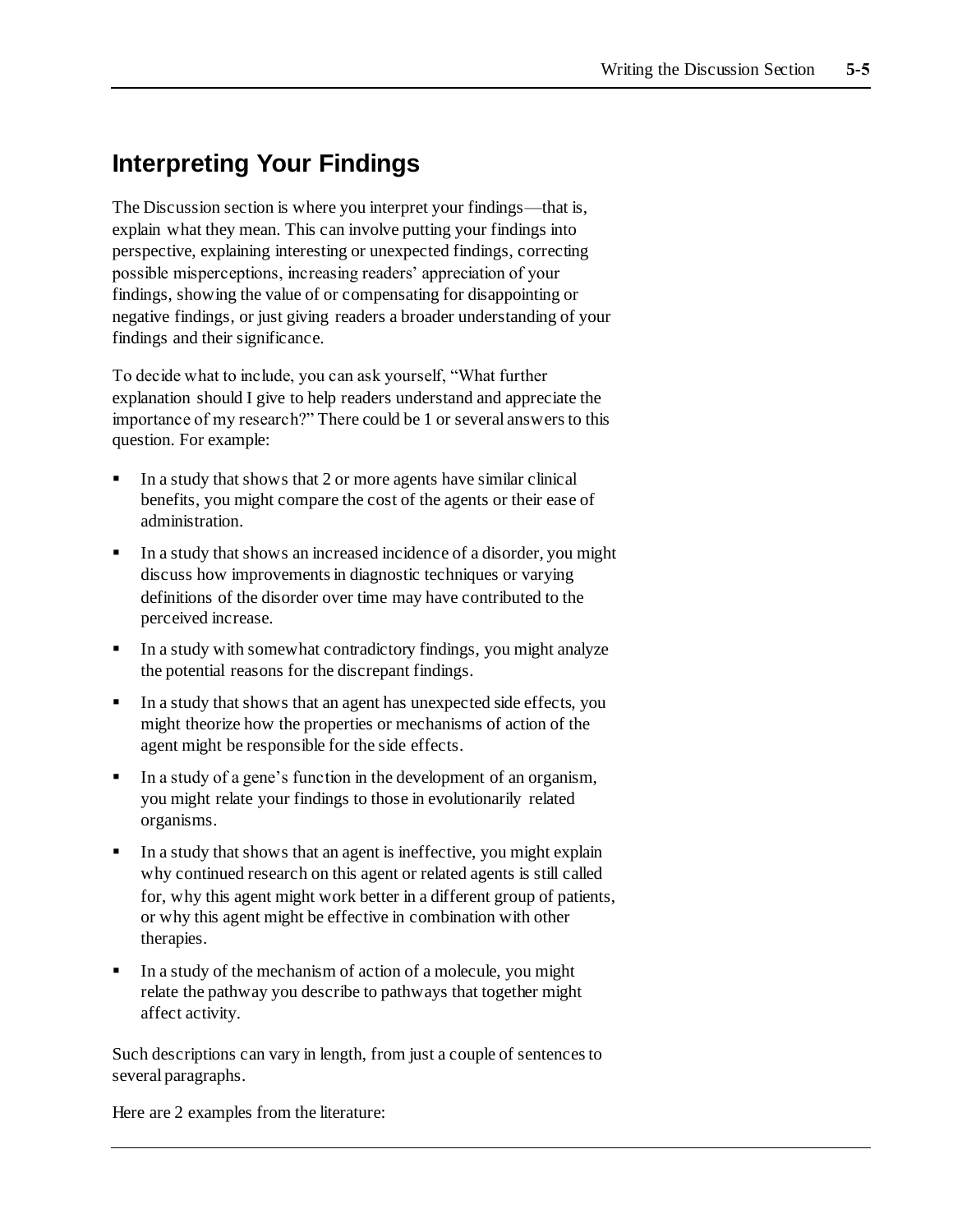## Interpreting Your Findings

The Discussion section is where you interpret your findings—that is, explain what they mean. This can involve putting your findings into perspective, explaining interesting or unexpected findings, correcting possible misperceptions, increasing readers' appreciation of your findings, showing the value of or compensating for disappointing or negative findings, or just giving readers a broader understanding of your findings and their significance.

To decide what to include, you can ask yourself, "What further explanation should I give to help readers understand and appreciate the importance of my research?" There could be 1 or several answers to this question. For example:

- In a study that shows that 2 or more agents have similar clinical benefits, you might compare the cost of the agents or their ease of administration.
- In a study that shows an increased incidence of a disorder, you might discuss how improvements in diagnostic techniques or varying definitions of the disorder over time may have contributed to the perceived increase.
- In a study with somewhat contradictory findings, you might analyze the potential reasons for the discrepant findings.
- In a study that shows that an agent has unexpected side effects, you might theorize how the properties or mechanisms of action of the agent might be responsible for the side effects.
- In a study of a gene's function in the development of an organism, you might relate your findings to those in evolutionarily related organisms.
- In a study that shows that an agent is ineffective, you might explain why continued research on this agent or related agents is still called for, why this agent might work better in a different group of patients, or why this agent might be effective in combination with other therapies.
- In a study of the mechanism of action of a molecule, you might relate the pathway you describe to pathways that together might affect activity.

Such descriptions can vary in length, from just a couple of sentences to several paragraphs.

Here are 2 examples from the literature: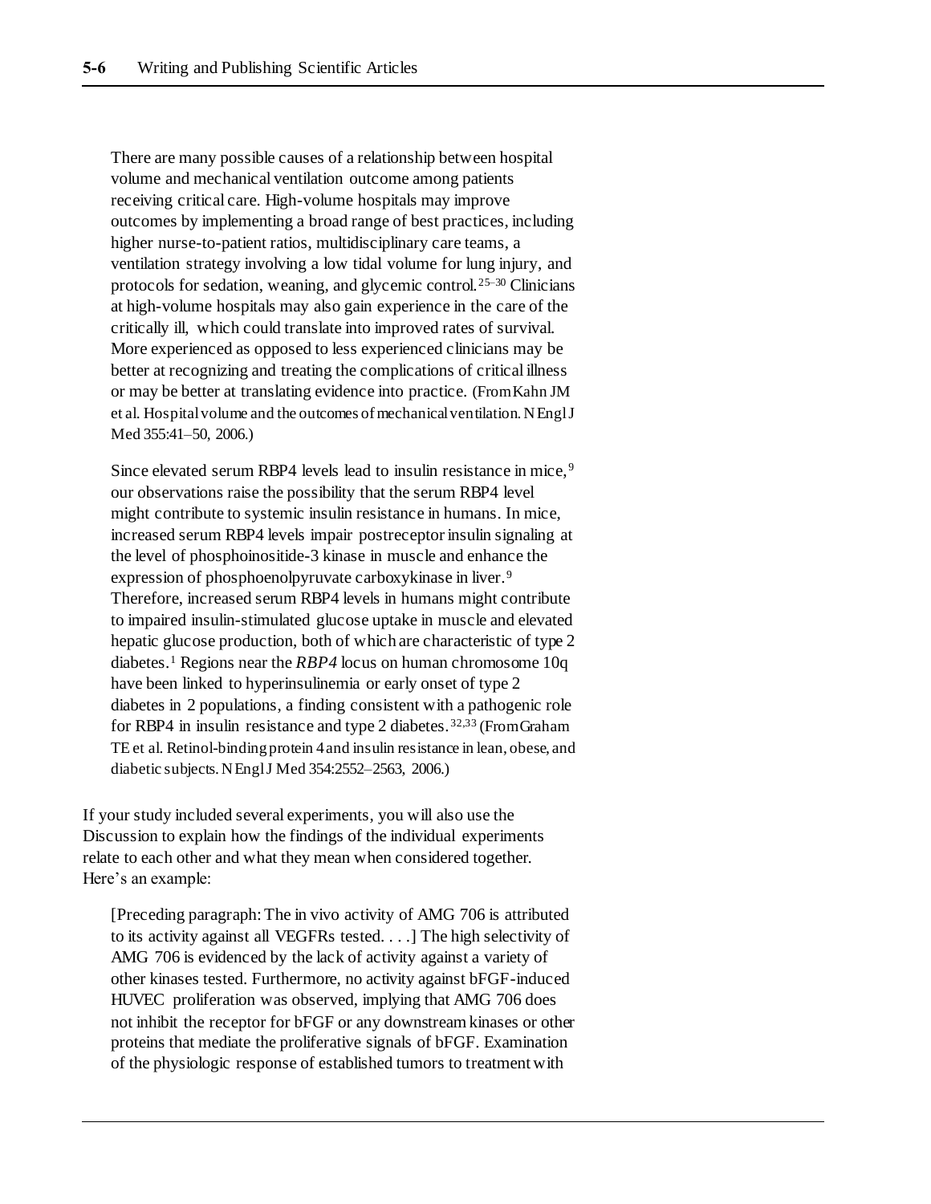> There are many possible causes of a relationship between hospital volume and mechanical ventilation outcome among patients receiving critical care. High-volume hospitals may improve outcomes by implementing a broad range of best practices, including higher nurse-to-patient ratios, multidisciplinary care teams, a ventilation strategy involving a low tidal volume for lung injury, and protocols for sedation, weaning, and glycemic control.[25–30] Clinicians at high-volume hospitals may also gain experience in the care of the critically ill, which could translate into improved rates of survival. More experienced as opposed to less experienced clinicians may be better at recognizing and treating the complications of critical illness or may be better at translating evidence into practice. (From Kahn JM et al. Hospital volume and the outcomes of mechanical ventilation. N Engl J Med 355:41–50, 2006.)

> Since elevated serum RBP4 levels lead to insulin resistance in mice,[9] our observations raise the possibility that the serum RBP4 level might contribute to systemic insulin resistance in humans. In mice, increased serum RBP4 levels impair postreceptor insulin signaling at the level of phosphoinositide-3 kinase in muscle and enhance the expression of phosphoenolpyruvate carboxykinase in liver.[9] Therefore, increased serum RBP4 levels in humans might contribute to impaired insulin-stimulated glucose uptake in muscle and elevated hepatic glucose production, both of which are characteristic of type 2 diabetes.[1] Regions near the *RBP4* locus on human chromosome 10q have been linked to hyperinsulinemia or early onset of type 2 diabetes in 2 populations, a finding consistent with a pathogenic role for RBP4 in insulin resistance and type 2 diabetes.[32,33] (From Graham TE et al. Retinol-binding protein 4 and insulin resistance in lean, obese, and diabetic subjects. N Engl J Med 354:2552–2563, 2006.)

If your study included several experiments, you will also use the Discussion to explain how the findings of the individual experiments relate to each other and what they mean when considered together. Here's an example:

> [Preceding paragraph: The in vivo activity of AMG 706 is attributed to its activity against all VEGFRs tested. . . .] The high selectivity of AMG 706 is evidenced by the lack of activity against a variety of other kinases tested. Furthermore, no activity against bFGF-induced HUVEC proliferation was observed, implying that AMG 706 does not inhibit the receptor for bFGF or any downstream kinases or other proteins that mediate the proliferative signals of bFGF. Examination of the physiologic response of established tumors to treatment with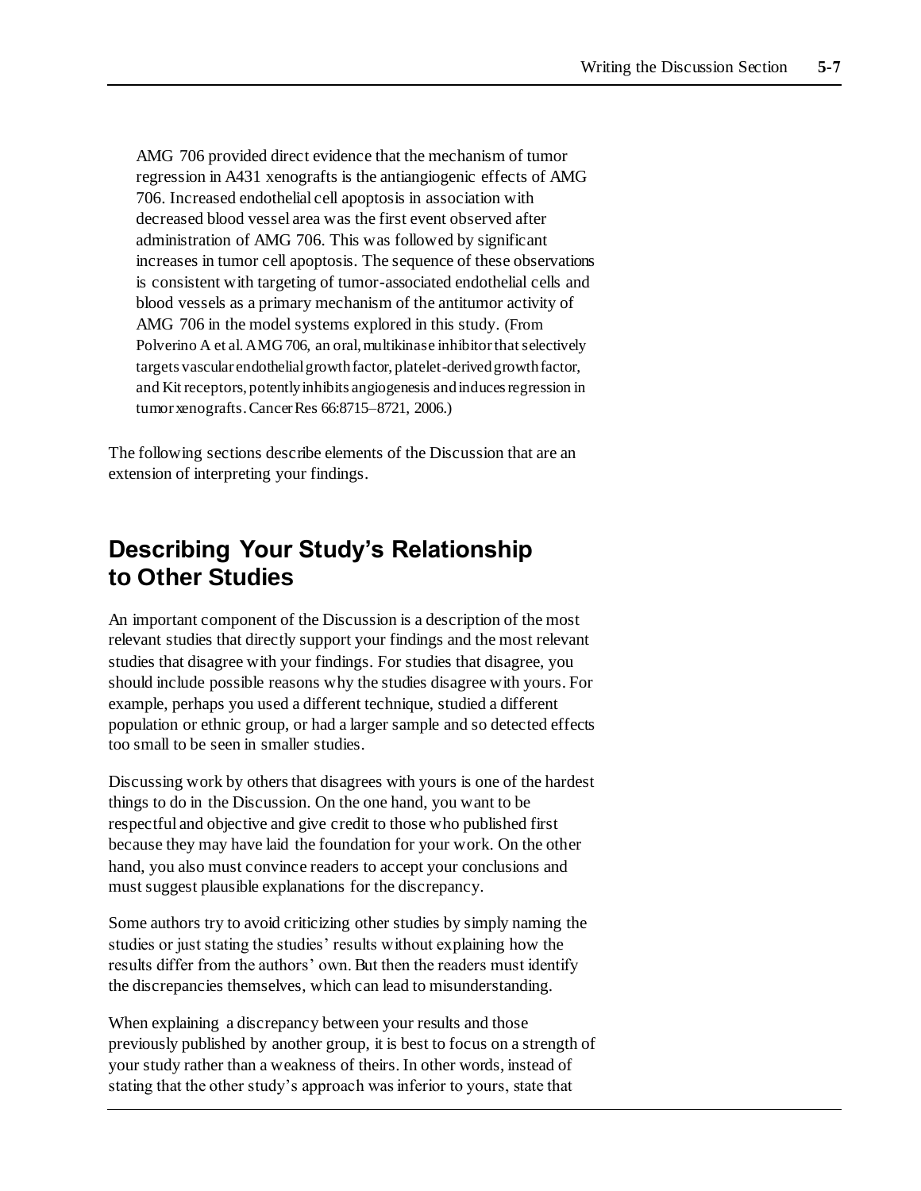> AMG 706 provided direct evidence that the mechanism of tumor regression in A431 xenografts is the antiangiogenic effects of AMG 706. Increased endothelial cell apoptosis in association with decreased blood vessel area was the first event observed after administration of AMG 706. This was followed by significant increases in tumor cell apoptosis. The sequence of these observations is consistent with targeting of tumor-associated endothelial cells and blood vessels as a primary mechanism of the antitumor activity of AMG 706 in the model systems explored in this study. (From Polverino A et al. AMG 706, an oral, multikinase inhibitor that selectively targets vascular endothelial growth factor, platelet-derived growth factor, and Kit receptors, potently inhibits angiogenesis and induces regression in tumor xenografts. Cancer Res 66:8715–8721, 2006.)

The following sections describe elements of the Discussion that are an extension of interpreting your findings.

## Describing Your Study's Relationship to Other Studies

An important component of the Discussion is a description of the most relevant studies that directly support your findings and the most relevant studies that disagree with your findings. For studies that disagree, you should include possible reasons why the studies disagree with yours. For example, perhaps you used a different technique, studied a different population or ethnic group, or had a larger sample and so detected effects too small to be seen in smaller studies.

Discussing work by others that disagrees with yours is one of the hardest things to do in the Discussion. On the one hand, you want to be respectful and objective and give credit to those who published first because they may have laid the foundation for your work. On the other hand, you also must convince readers to accept your conclusions and must suggest plausible explanations for the discrepancy.

Some authors try to avoid criticizing other studies by simply naming the studies or just stating the studies' results without explaining how the results differ from the authors' own. But then the readers must identify the discrepancies themselves, which can lead to misunderstanding.

When explaining a discrepancy between your results and those previously published by another group, it is best to focus on a strength of your study rather than a weakness of theirs. In other words, instead of stating that the other study's approach was inferior to yours, state that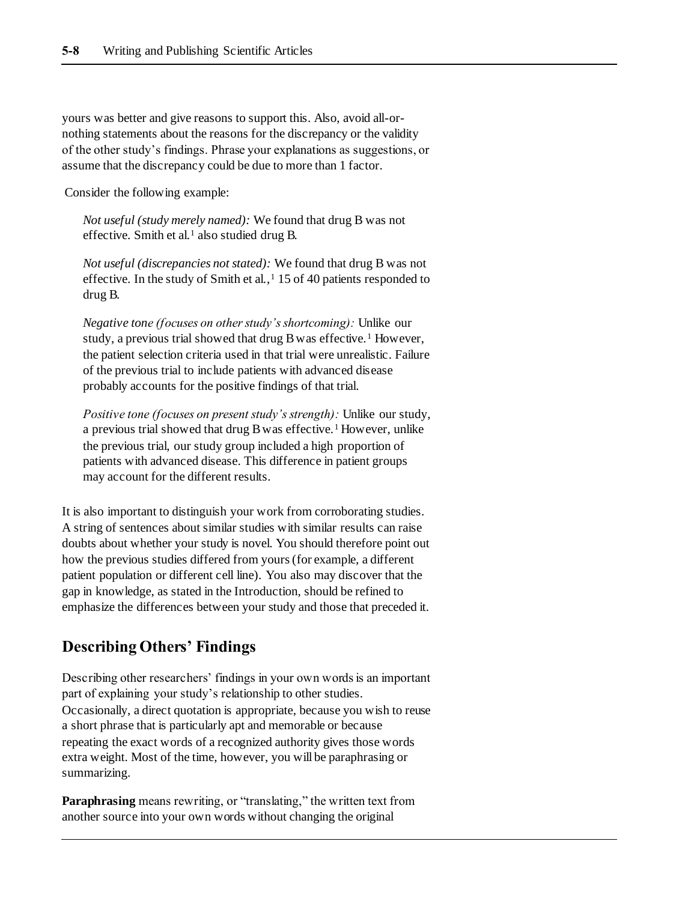yours was better and give reasons to support this. Also, avoid all-or-nothing statements about the reasons for the discrepancy or the validity of the other study's findings. Phrase your explanations as suggestions, or assume that the discrepancy could be due to more than 1 factor.

Consider the following example:

> *Not useful (study merely named):* We found that drug B was not effective. Smith et al.[1] also studied drug B.
>
> *Not useful (discrepancies not stated):* We found that drug B was not effective. In the study of Smith et al.,[1] 15 of 40 patients responded to drug B.
>
> *Negative tone (focuses on other study's shortcoming):* Unlike our study, a previous trial showed that drug B was effective.[1] However, the patient selection criteria used in that trial were unrealistic. Failure of the previous trial to include patients with advanced disease probably accounts for the positive findings of that trial.
>
> *Positive tone (focuses on present study's strength):* Unlike our study, a previous trial showed that drug B was effective.[1] However, unlike the previous trial, our study group included a high proportion of patients with advanced disease. This difference in patient groups may account for the different results.

It is also important to distinguish your work from corroborating studies. A string of sentences about similar studies with similar results can raise doubts about whether your study is novel. You should therefore point out how the previous studies differed from yours (for example, a different patient population or different cell line). You also may discover that the gap in knowledge, as stated in the Introduction, should be refined to emphasize the differences between your study and those that preceded it.

## Describing Others' Findings

Describing other researchers' findings in your own words is an important part of explaining your study's relationship to other studies. Occasionally, a direct quotation is appropriate, because you wish to reuse a short phrase that is particularly apt and memorable or because repeating the exact words of a recognized authority gives those words extra weight. Most of the time, however, you will be paraphrasing or summarizing.

**Paraphrasing** means rewriting, or "translating," the written text from another source into your own words without changing the original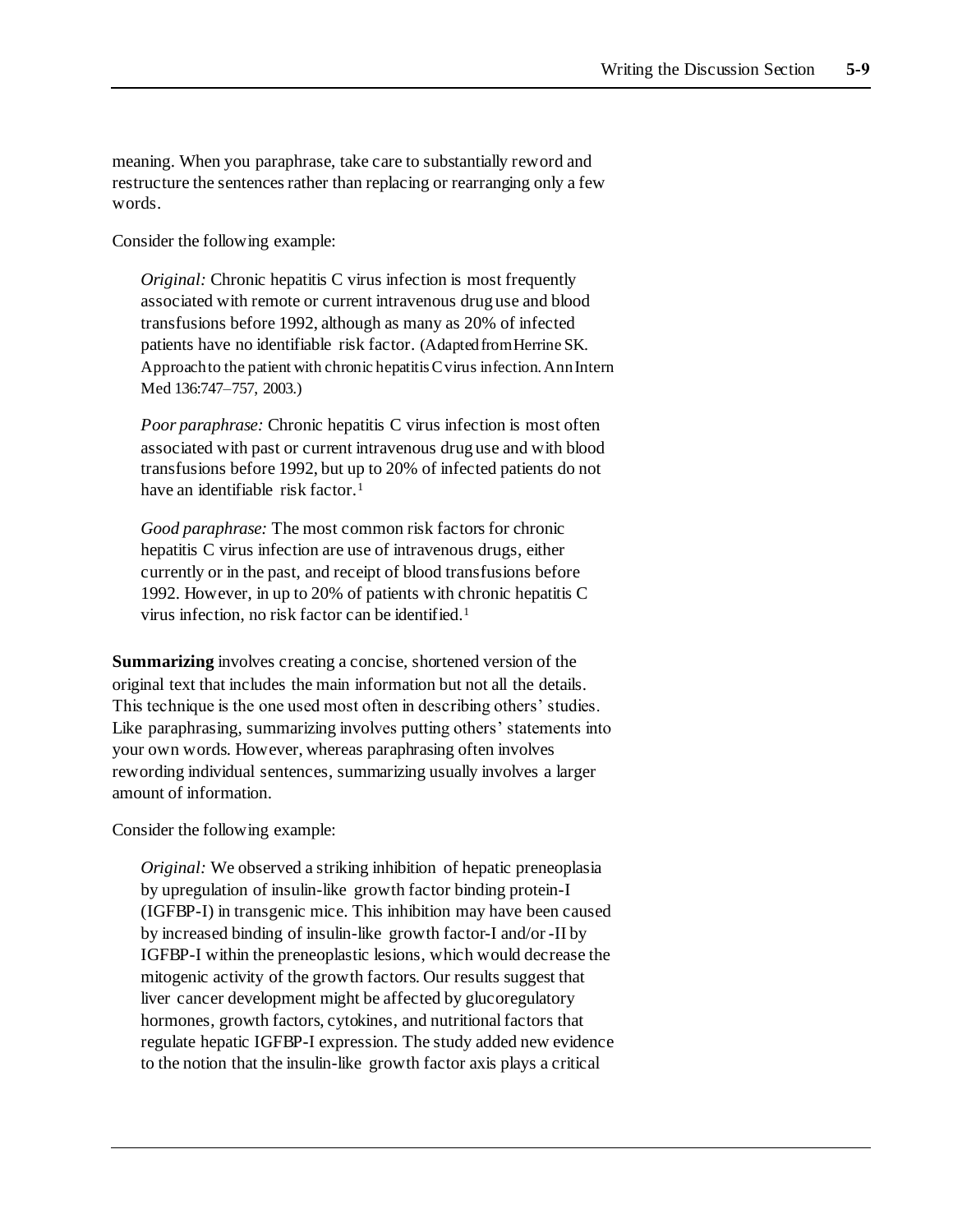meaning. When you paraphrase, take care to substantially reword and restructure the sentences rather than replacing or rearranging only a few words.

Consider the following example:

> *Original:* Chronic hepatitis C virus infection is most frequently associated with remote or current intravenous drug use and blood transfusions before 1992, although as many as 20% of infected patients have no identifiable risk factor. (Adapted from Herrine SK. Approach to the patient with chronic hepatitis C virus infection. Ann Intern Med 136:747–757, 2003.)
>
> *Poor paraphrase:* Chronic hepatitis C virus infection is most often associated with past or current intravenous drug use and with blood transfusions before 1992, but up to 20% of infected patients do not have an identifiable risk factor.[1]
>
> *Good paraphrase:* The most common risk factors for chronic hepatitis C virus infection are use of intravenous drugs, either currently or in the past, and receipt of blood transfusions before 1992. However, in up to 20% of patients with chronic hepatitis C virus infection, no risk factor can be identified.[1]

**Summarizing** involves creating a concise, shortened version of the original text that includes the main information but not all the details. This technique is the one used most often in describing others' studies. Like paraphrasing, summarizing involves putting others' statements into your own words. However, whereas paraphrasing often involves rewording individual sentences, summarizing usually involves a larger amount of information.

Consider the following example:

> *Original:* We observed a striking inhibition of hepatic preneoplasia by upregulation of insulin-like growth factor binding protein-I (IGFBP-I) in transgenic mice. This inhibition may have been caused by increased binding of insulin-like growth factor-I and/or -II by IGFBP-I within the preneoplastic lesions, which would decrease the mitogenic activity of the growth factors. Our results suggest that liver cancer development might be affected by glucoregulatory hormones, growth factors, cytokines, and nutritional factors that regulate hepatic IGFBP-I expression. The study added new evidence to the notion that the insulin-like growth factor axis plays a critical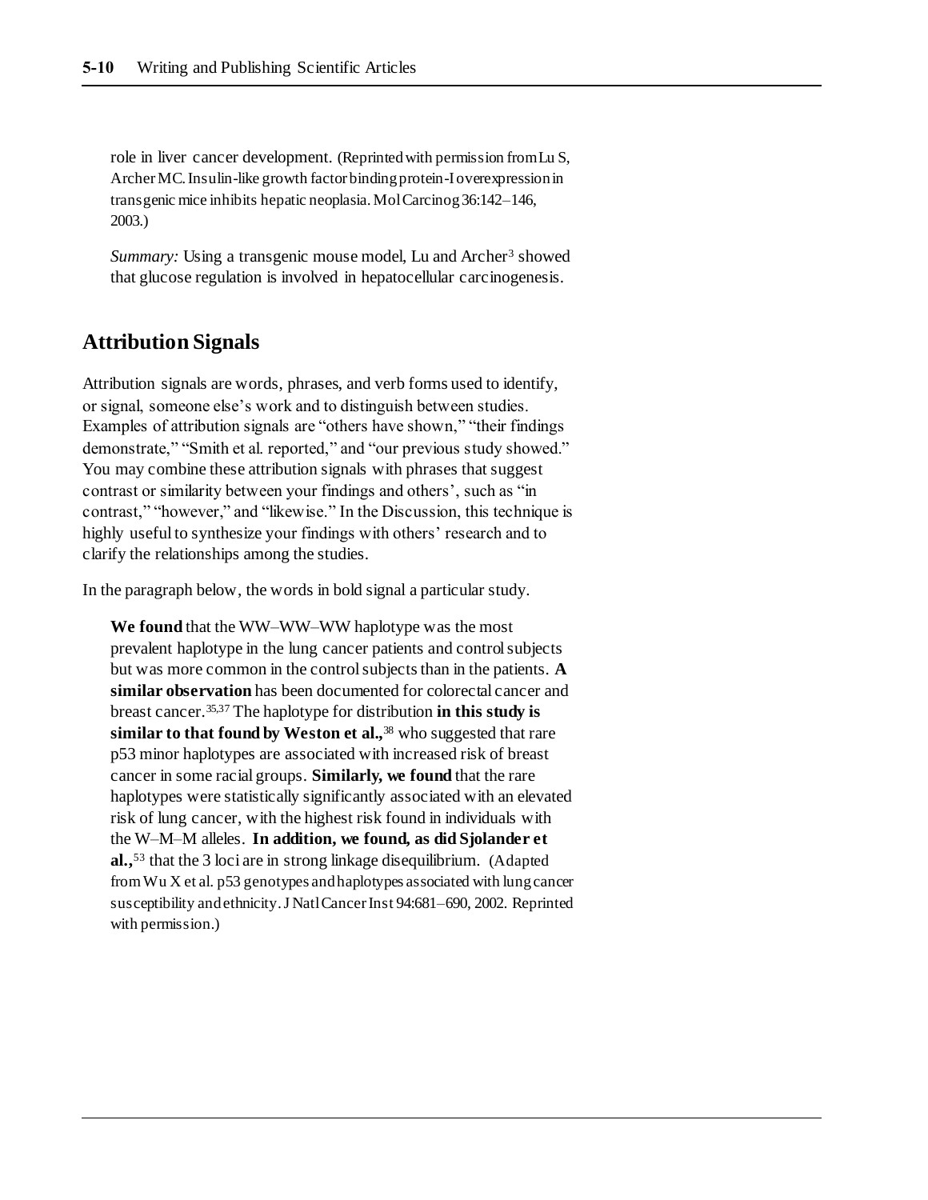role in liver cancer development. (Reprinted with permission from Lu S, Archer MC. Insulin-like growth factor binding protein-I overexpression in transgenic mice inhibits hepatic neoplasia. Mol Carcinog 36:142–146, 2003.)

*Summary:* Using a transgenic mouse model, Lu and Archer[3] showed that glucose regulation is involved in hepatocellular carcinogenesis.

## Attribution Signals

Attribution signals are words, phrases, and verb forms used to identify, or signal, someone else's work and to distinguish between studies. Examples of attribution signals are "others have shown," "their findings demonstrate," "Smith et al. reported," and "our previous study showed." You may combine these attribution signals with phrases that suggest contrast or similarity between your findings and others', such as "in contrast," "however," and "likewise." In the Discussion, this technique is highly useful to synthesize your findings with others' research and to clarify the relationships among the studies.

In the paragraph below, the words in bold signal a particular study.

> **We found** that the WW–WW–WW haplotype was the most prevalent haplotype in the lung cancer patients and control subjects but was more common in the control subjects than in the patients. **A similar observation** has been documented for colorectal cancer and breast cancer.[35,37] The haplotype for distribution **in this study is similar to that found by Weston et al.,**[38] who suggested that rare p53 minor haplotypes are associated with increased risk of breast cancer in some racial groups. **Similarly, we found** that the rare haplotypes were statistically significantly associated with an elevated risk of lung cancer, with the highest risk found in individuals with the W–M–M alleles. **In addition, we found, as did Sjolander et al.,**[53] that the 3 loci are in strong linkage disequilibrium. (Adapted from Wu X et al. p53 genotypes and haplotypes associated with lung cancer susceptibility and ethnicity. J Natl Cancer Inst 94:681–690, 2002. Reprinted with permission.)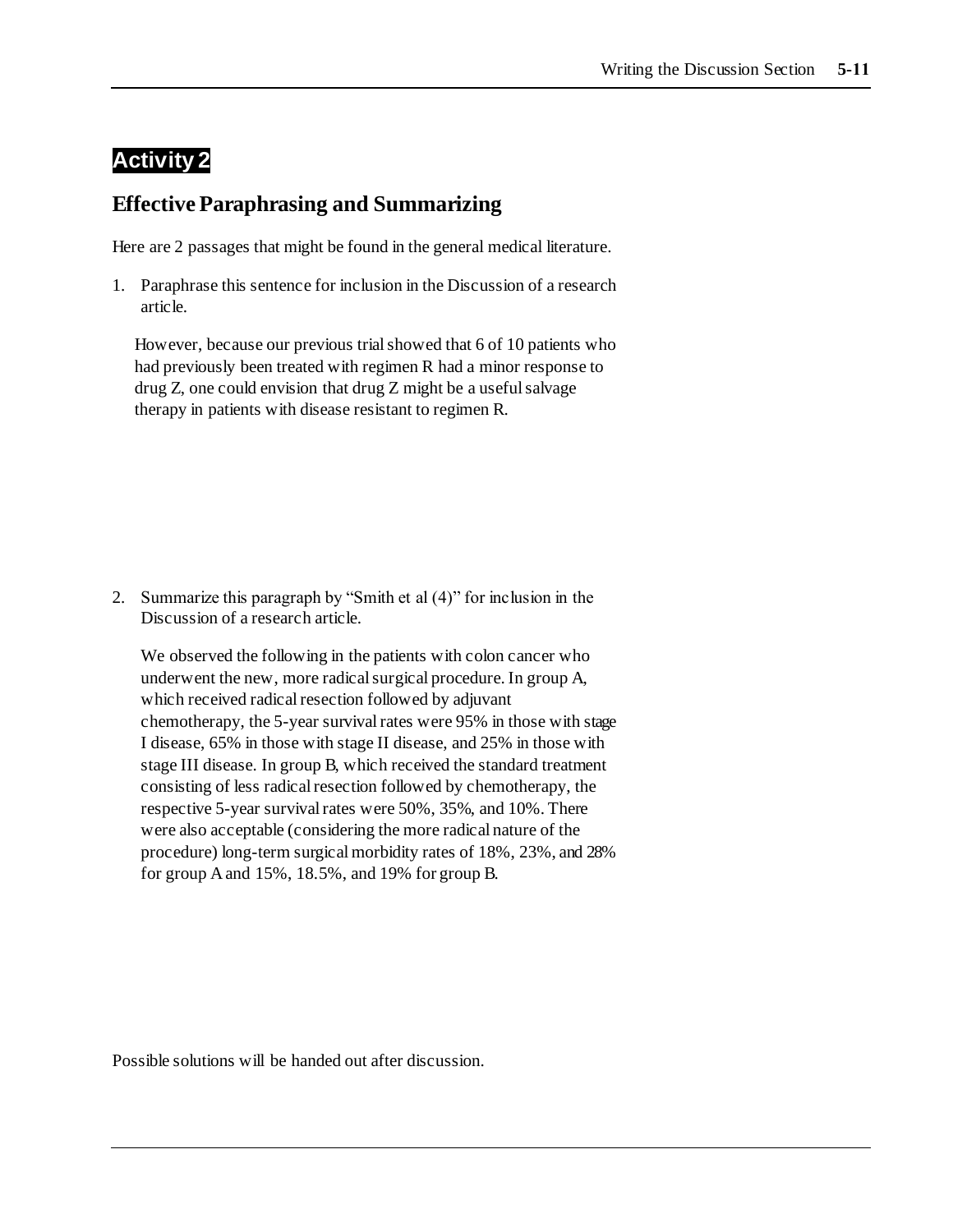## Activity 2

## Effective Paraphrasing and Summarizing

Here are 2 passages that might be found in the general medical literature.

1. Paraphrase this sentence for inclusion in the Discussion of a research article.

   However, because our previous trial showed that 6 of 10 patients who had previously been treated with regimen R had a minor response to drug Z, one could envision that drug Z might be a useful salvage therapy in patients with disease resistant to regimen R.

2. Summarize this paragraph by "Smith et al (4)" for inclusion in the Discussion of a research article.

   We observed the following in the patients with colon cancer who underwent the new, more radical surgical procedure. In group A, which received radical resection followed by adjuvant chemotherapy, the 5-year survival rates were 95% in those with stage I disease, 65% in those with stage II disease, and 25% in those with stage III disease. In group B, which received the standard treatment consisting of less radical resection followed by chemotherapy, the respective 5-year survival rates were 50%, 35%, and 10%. There were also acceptable (considering the more radical nature of the procedure) long-term surgical morbidity rates of 18%, 23%, and 28% for group A and 15%, 18.5%, and 19% for group B.

Possible solutions will be handed out after discussion.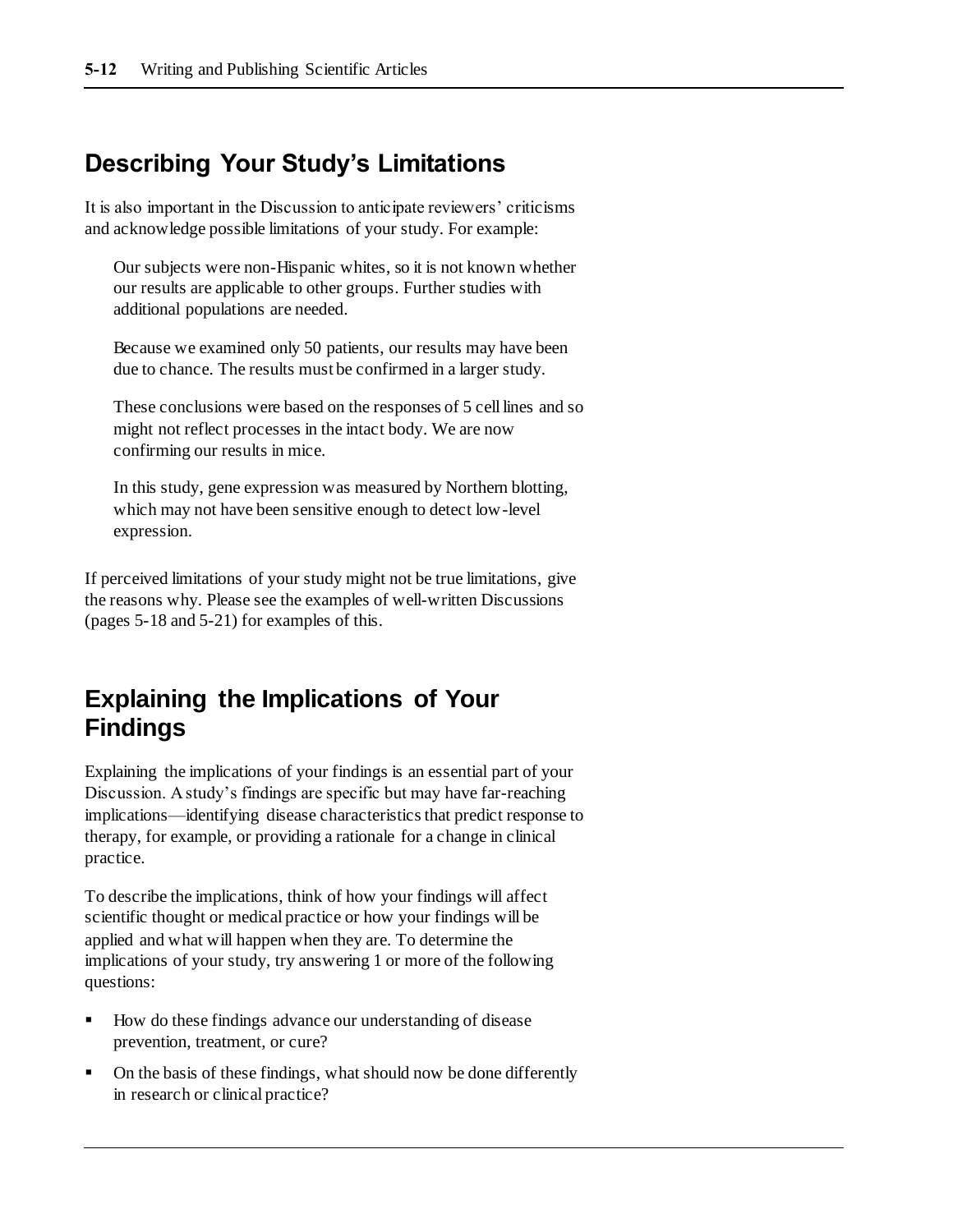## Describing Your Study's Limitations

It is also important in the Discussion to anticipate reviewers' criticisms and acknowledge possible limitations of your study. For example:

> Our subjects were non-Hispanic whites, so it is not known whether our results are applicable to other groups. Further studies with additional populations are needed.
>
> Because we examined only 50 patients, our results may have been due to chance. The results must be confirmed in a larger study.
>
> These conclusions were based on the responses of 5 cell lines and so might not reflect processes in the intact body. We are now confirming our results in mice.
>
> In this study, gene expression was measured by Northern blotting, which may not have been sensitive enough to detect low-level expression.

If perceived limitations of your study might not be true limitations, give the reasons why. Please see the examples of well-written Discussions (pages 5-18 and 5-21) for examples of this.

## Explaining the Implications of Your Findings

Explaining the implications of your findings is an essential part of your Discussion. A study's findings are specific but may have far-reaching implications—identifying disease characteristics that predict response to therapy, for example, or providing a rationale for a change in clinical practice.

To describe the implications, think of how your findings will affect scientific thought or medical practice or how your findings will be applied and what will happen when they are. To determine the implications of your study, try answering 1 or more of the following questions:

- How do these findings advance our understanding of disease prevention, treatment, or cure?
- On the basis of these findings, what should now be done differently in research or clinical practice?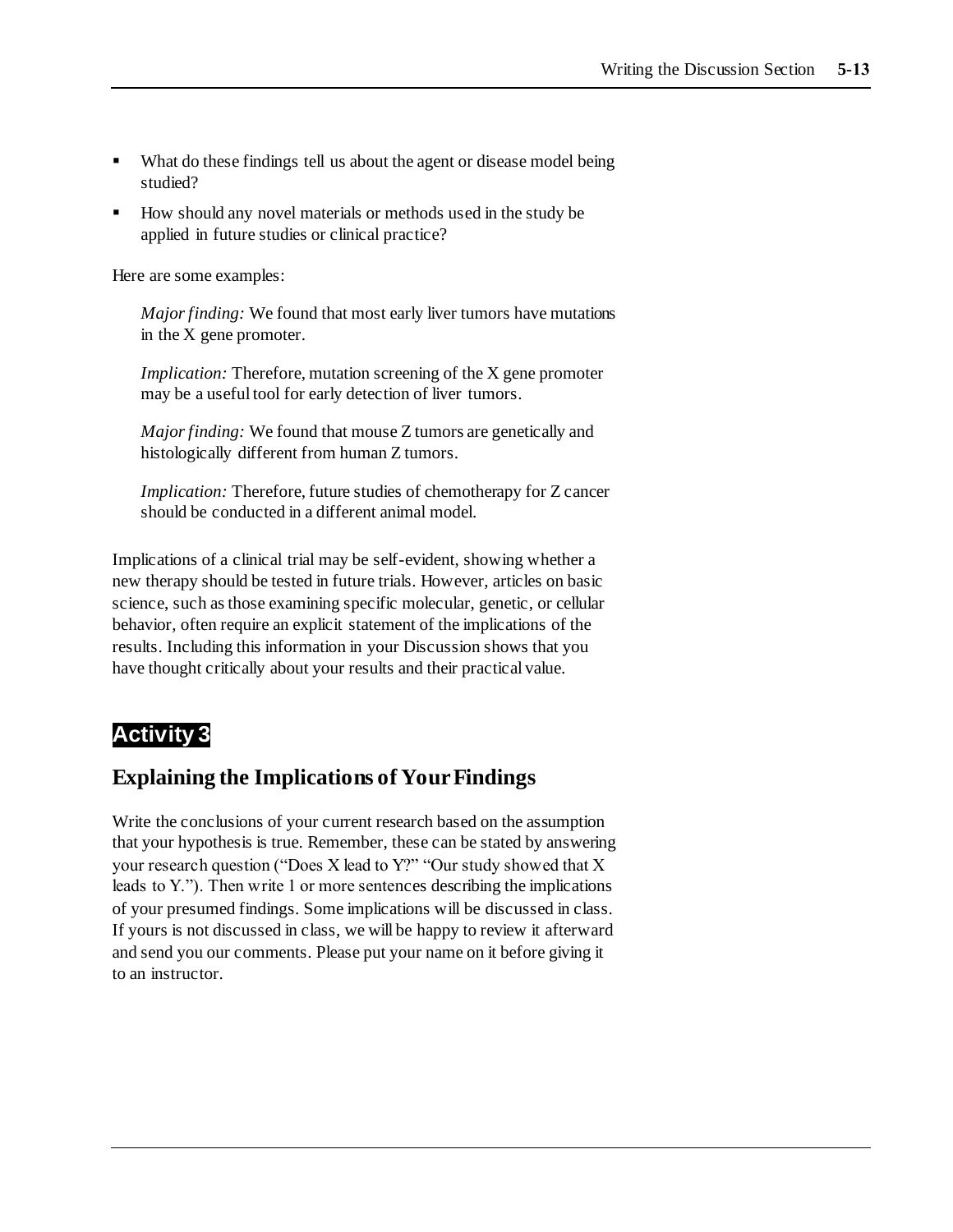- What do these findings tell us about the agent or disease model being studied?
- How should any novel materials or methods used in the study be applied in future studies or clinical practice?

Here are some examples:

> *Major finding:* We found that most early liver tumors have mutations in the X gene promoter.
>
> *Implication:* Therefore, mutation screening of the X gene promoter may be a useful tool for early detection of liver tumors.
>
> *Major finding:* We found that mouse Z tumors are genetically and histologically different from human Z tumors.
>
> *Implication:* Therefore, future studies of chemotherapy for Z cancer should be conducted in a different animal model.

Implications of a clinical trial may be self-evident, showing whether a new therapy should be tested in future trials. However, articles on basic science, such as those examining specific molecular, genetic, or cellular behavior, often require an explicit statement of the implications of the results. Including this information in your Discussion shows that you have thought critically about your results and their practical value.

## Activity 3

### Explaining the Implications of Your Findings

Write the conclusions of your current research based on the assumption that your hypothesis is true. Remember, these can be stated by answering your research question ("Does X lead to Y?" "Our study showed that X leads to Y."). Then write 1 or more sentences describing the implications of your presumed findings. Some implications will be discussed in class. If yours is not discussed in class, we will be happy to review it afterward and send you our comments. Please put your name on it before giving it to an instructor.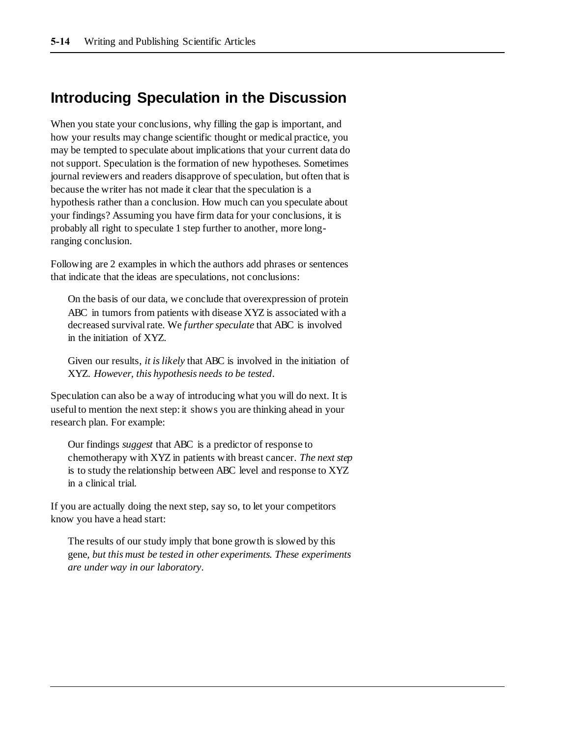## Introducing Speculation in the Discussion

When you state your conclusions, why filling the gap is important, and how your results may change scientific thought or medical practice, you may be tempted to speculate about implications that your current data do not support. Speculation is the formation of new hypotheses. Sometimes journal reviewers and readers disapprove of speculation, but often that is because the writer has not made it clear that the speculation is a hypothesis rather than a conclusion. How much can you speculate about your findings? Assuming you have firm data for your conclusions, it is probably all right to speculate 1 step further to another, more long-ranging conclusion.

Following are 2 examples in which the authors add phrases or sentences that indicate that the ideas are speculations, not conclusions:

> On the basis of our data, we conclude that overexpression of protein ABC in tumors from patients with disease XYZ is associated with a decreased survival rate. We *further speculate* that ABC is involved in the initiation of XYZ.

> Given our results, *it is likely* that ABC is involved in the initiation of XYZ. *However, this hypothesis needs to be tested*.

Speculation can also be a way of introducing what you will do next. It is useful to mention the next step: it shows you are thinking ahead in your research plan. For example:

> Our findings *suggest* that ABC is a predictor of response to chemotherapy with XYZ in patients with breast cancer. *The next step* is to study the relationship between ABC level and response to XYZ in a clinical trial.

If you are actually doing the next step, say so, to let your competitors know you have a head start:

> The results of our study imply that bone growth is slowed by this gene, *but this must be tested in other experiments. These experiments are under way in our laboratory*.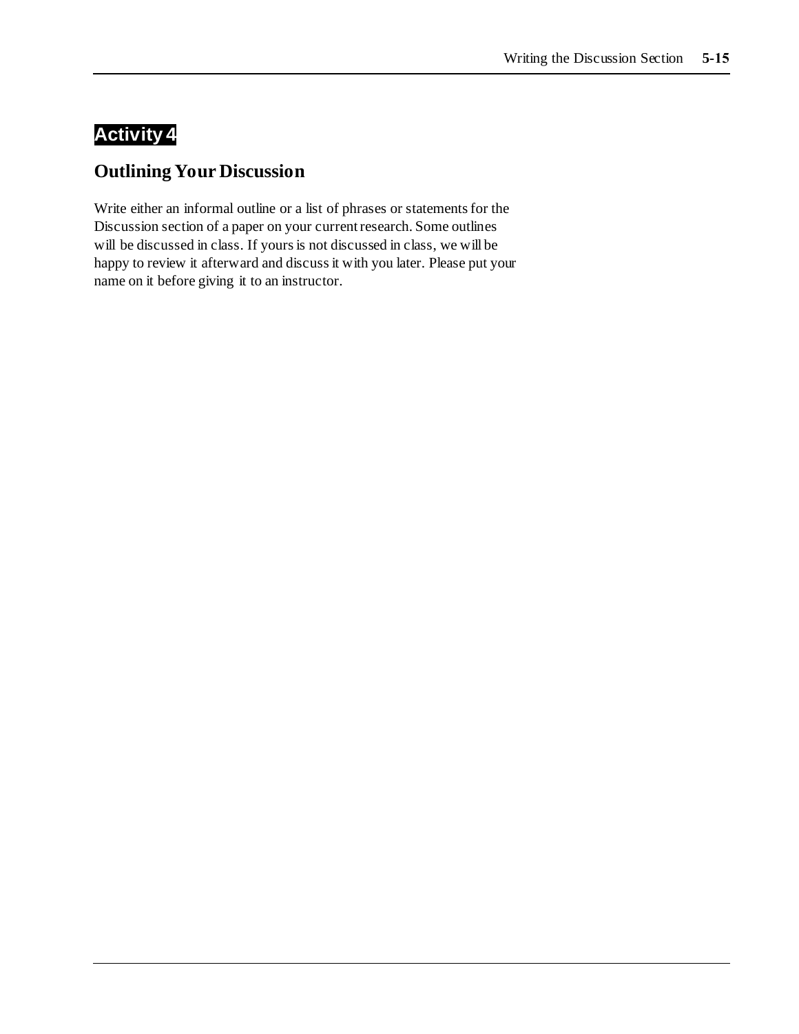## Activity 4

### Outlining Your Discussion

Write either an informal outline or a list of phrases or statements for the Discussion section of a paper on your current research. Some outlines will be discussed in class. If yours is not discussed in class, we will be happy to review it afterward and discuss it with you later. Please put your name on it before giving it to an instructor.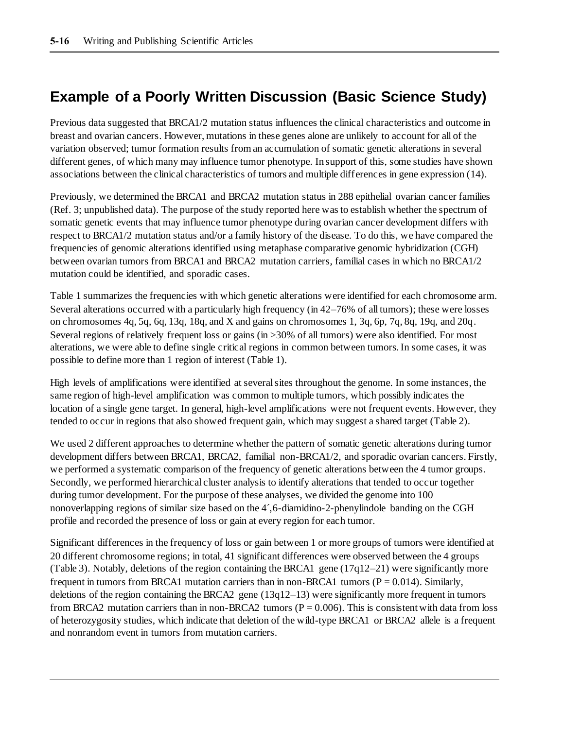## Example of a Poorly Written Discussion (Basic Science Study)

Previous data suggested that BRCA1/2 mutation status influences the clinical characteristics and outcome in breast and ovarian cancers. However, mutations in these genes alone are unlikely to account for all of the variation observed; tumor formation results from an accumulation of somatic genetic alterations in several different genes, of which many may influence tumor phenotype. In support of this, some studies have shown associations between the clinical characteristics of tumors and multiple differences in gene expression (14).

Previously, we determined the BRCA1 and BRCA2 mutation status in 288 epithelial ovarian cancer families (Ref. 3; unpublished data). The purpose of the study reported here was to establish whether the spectrum of somatic genetic events that may influence tumor phenotype during ovarian cancer development differs with respect to BRCA1/2 mutation status and/or a family history of the disease. To do this, we have compared the frequencies of genomic alterations identified using metaphase comparative genomic hybridization (CGH) between ovarian tumors from BRCA1 and BRCA2 mutation carriers, familial cases in which no BRCA1/2 mutation could be identified, and sporadic cases.

Table 1 summarizes the frequencies with which genetic alterations were identified for each chromosome arm. Several alterations occurred with a particularly high frequency (in 42–76% of all tumors); these were losses on chromosomes 4q, 5q, 6q, 13q, 18q, and X and gains on chromosomes 1, 3q, 6p, 7q, 8q, 19q, and 20q. Several regions of relatively frequent loss or gains (in >30% of all tumors) were also identified. For most alterations, we were able to define single critical regions in common between tumors. In some cases, it was possible to define more than 1 region of interest (Table 1).

High levels of amplifications were identified at several sites throughout the genome. In some instances, the same region of high-level amplification was common to multiple tumors, which possibly indicates the location of a single gene target. In general, high-level amplifications were not frequent events. However, they tended to occur in regions that also showed frequent gain, which may suggest a shared target (Table 2).

We used 2 different approaches to determine whether the pattern of somatic genetic alterations during tumor development differs between BRCA1, BRCA2, familial non-BRCA1/2, and sporadic ovarian cancers. Firstly, we performed a systematic comparison of the frequency of genetic alterations between the 4 tumor groups. Secondly, we performed hierarchical cluster analysis to identify alterations that tended to occur together during tumor development. For the purpose of these analyses, we divided the genome into 100 nonoverlapping regions of similar size based on the 4´,6-diamidino-2-phenylindole banding on the CGH profile and recorded the presence of loss or gain at every region for each tumor.

Significant differences in the frequency of loss or gain between 1 or more groups of tumors were identified at 20 different chromosome regions; in total, 41 significant differences were observed between the 4 groups (Table 3). Notably, deletions of the region containing the BRCA1 gene (17q12–21) were significantly more frequent in tumors from BRCA1 mutation carriers than in non-BRCA1 tumors ($P = 0.014$). Similarly, deletions of the region containing the BRCA2 gene (13q12–13) were significantly more frequent in tumors from BRCA2 mutation carriers than in non-BRCA2 tumors ($P = 0.006$). This is consistent with data from loss of heterozygosity studies, which indicate that deletion of the wild-type BRCA1 or BRCA2 allele is a frequent and nonrandom event in tumors from mutation carriers.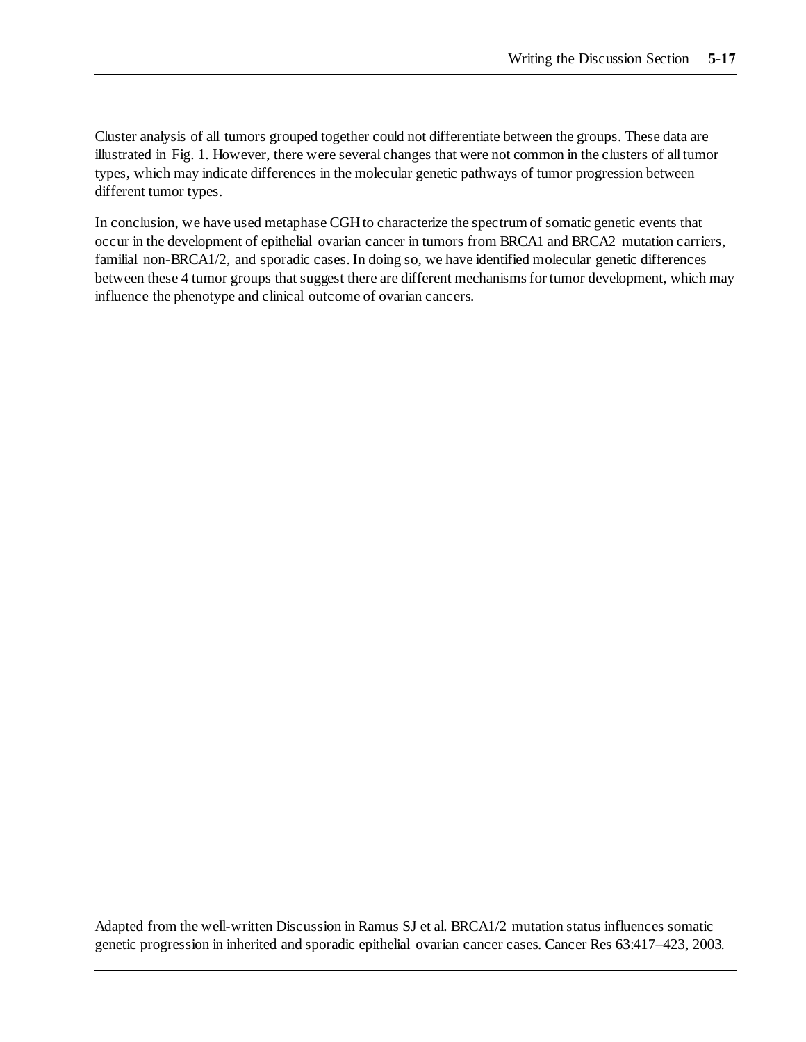Cluster analysis of all tumors grouped together could not differentiate between the groups. These data are illustrated in Fig. 1. However, there were several changes that were not common in the clusters of all tumor types, which may indicate differences in the molecular genetic pathways of tumor progression between different tumor types.

In conclusion, we have used metaphase CGH to characterize the spectrum of somatic genetic events that occur in the development of epithelial ovarian cancer in tumors from BRCA1 and BRCA2 mutation carriers, familial non-BRCA1/2, and sporadic cases. In doing so, we have identified molecular genetic differences between these 4 tumor groups that suggest there are different mechanisms for tumor development, which may influence the phenotype and clinical outcome of ovarian cancers.

Adapted from the well-written Discussion in Ramus SJ et al. BRCA1/2 mutation status influences somatic genetic progression in inherited and sporadic epithelial ovarian cancer cases. Cancer Res 63:417–423, 2003.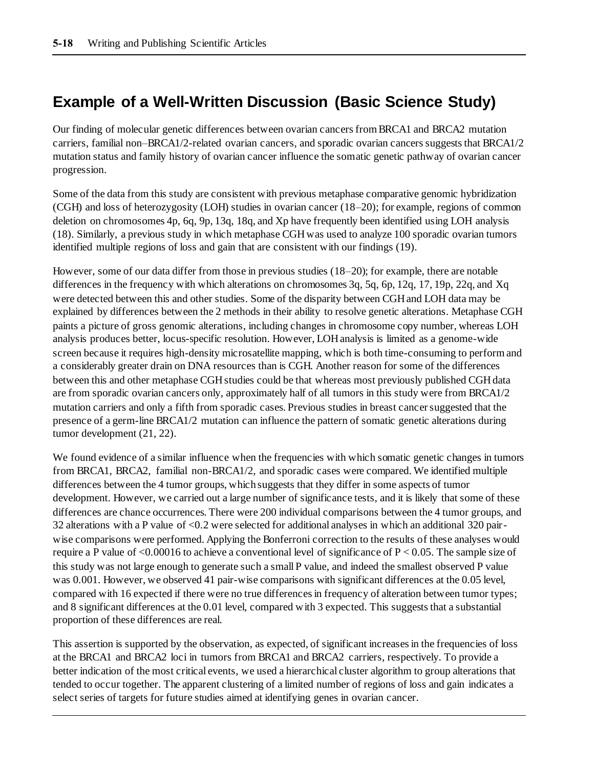## Example of a Well-Written Discussion (Basic Science Study)

Our finding of molecular genetic differences between ovarian cancers from BRCA1 and BRCA2 mutation carriers, familial non–BRCA1/2-related ovarian cancers, and sporadic ovarian cancers suggests that BRCA1/2 mutation status and family history of ovarian cancer influence the somatic genetic pathway of ovarian cancer progression.

Some of the data from this study are consistent with previous metaphase comparative genomic hybridization (CGH) and loss of heterozygosity (LOH) studies in ovarian cancer (18–20); for example, regions of common deletion on chromosomes 4p, 6q, 9p, 13q, 18q, and Xp have frequently been identified using LOH analysis (18). Similarly, a previous study in which metaphase CGH was used to analyze 100 sporadic ovarian tumors identified multiple regions of loss and gain that are consistent with our findings (19).

However, some of our data differ from those in previous studies (18–20); for example, there are notable differences in the frequency with which alterations on chromosomes 3q, 5q, 6p, 12q, 17, 19p, 22q, and Xq were detected between this and other studies. Some of the disparity between CGH and LOH data may be explained by differences between the 2 methods in their ability to resolve genetic alterations. Metaphase CGH paints a picture of gross genomic alterations, including changes in chromosome copy number, whereas LOH analysis produces better, locus-specific resolution. However, LOH analysis is limited as a genome-wide screen because it requires high-density microsatellite mapping, which is both time-consuming to perform and a considerably greater drain on DNA resources than is CGH. Another reason for some of the differences between this and other metaphase CGH studies could be that whereas most previously published CGH data are from sporadic ovarian cancers only, approximately half of all tumors in this study were from BRCA1/2 mutation carriers and only a fifth from sporadic cases. Previous studies in breast cancer suggested that the presence of a germ-line BRCA1/2 mutation can influence the pattern of somatic genetic alterations during tumor development (21, 22).

We found evidence of a similar influence when the frequencies with which somatic genetic changes in tumors from BRCA1, BRCA2, familial non-BRCA1/2, and sporadic cases were compared. We identified multiple differences between the 4 tumor groups, which suggests that they differ in some aspects of tumor development. However, we carried out a large number of significance tests, and it is likely that some of these differences are chance occurrences. There were 200 individual comparisons between the 4 tumor groups, and 32 alterations with a P value of <0.2 were selected for additional analyses in which an additional 320 pair-wise comparisons were performed. Applying the Bonferroni correction to the results of these analyses would require a P value of <0.00016 to achieve a conventional level of significance of $P < 0.05$. The sample size of this study was not large enough to generate such a small P value, and indeed the smallest observed P value was 0.001. However, we observed 41 pair-wise comparisons with significant differences at the 0.05 level, compared with 16 expected if there were no true differences in frequency of alteration between tumor types; and 8 significant differences at the 0.01 level, compared with 3 expected. This suggests that a substantial proportion of these differences are real.

This assertion is supported by the observation, as expected, of significant increases in the frequencies of loss at the BRCA1 and BRCA2 loci in tumors from BRCA1 and BRCA2 carriers, respectively. To provide a better indication of the most critical events, we used a hierarchical cluster algorithm to group alterations that tended to occur together. The apparent clustering of a limited number of regions of loss and gain indicates a select series of targets for future studies aimed at identifying genes in ovarian cancer.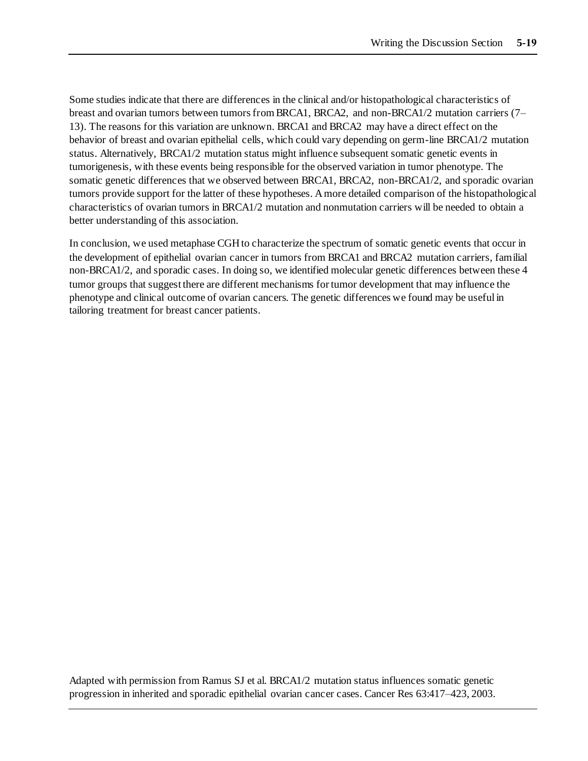Some studies indicate that there are differences in the clinical and/or histopathological characteristics of breast and ovarian tumors between tumors from BRCA1, BRCA2, and non-BRCA1/2 mutation carriers (7–13). The reasons for this variation are unknown. BRCA1 and BRCA2 may have a direct effect on the behavior of breast and ovarian epithelial cells, which could vary depending on germ-line BRCA1/2 mutation status. Alternatively, BRCA1/2 mutation status might influence subsequent somatic genetic events in tumorigenesis, with these events being responsible for the observed variation in tumor phenotype. The somatic genetic differences that we observed between BRCA1, BRCA2, non-BRCA1/2, and sporadic ovarian tumors provide support for the latter of these hypotheses. A more detailed comparison of the histopathological characteristics of ovarian tumors in BRCA1/2 mutation and nonmutation carriers will be needed to obtain a better understanding of this association.

In conclusion, we used metaphase CGH to characterize the spectrum of somatic genetic events that occur in the development of epithelial ovarian cancer in tumors from BRCA1 and BRCA2 mutation carriers, familial non-BRCA1/2, and sporadic cases. In doing so, we identified molecular genetic differences between these 4 tumor groups that suggest there are different mechanisms for tumor development that may influence the phenotype and clinical outcome of ovarian cancers. The genetic differences we found may be useful in tailoring treatment for breast cancer patients.

Adapted with permission from Ramus SJ et al. BRCA1/2 mutation status influences somatic genetic progression in inherited and sporadic epithelial ovarian cancer cases. Cancer Res 63:417–423, 2003.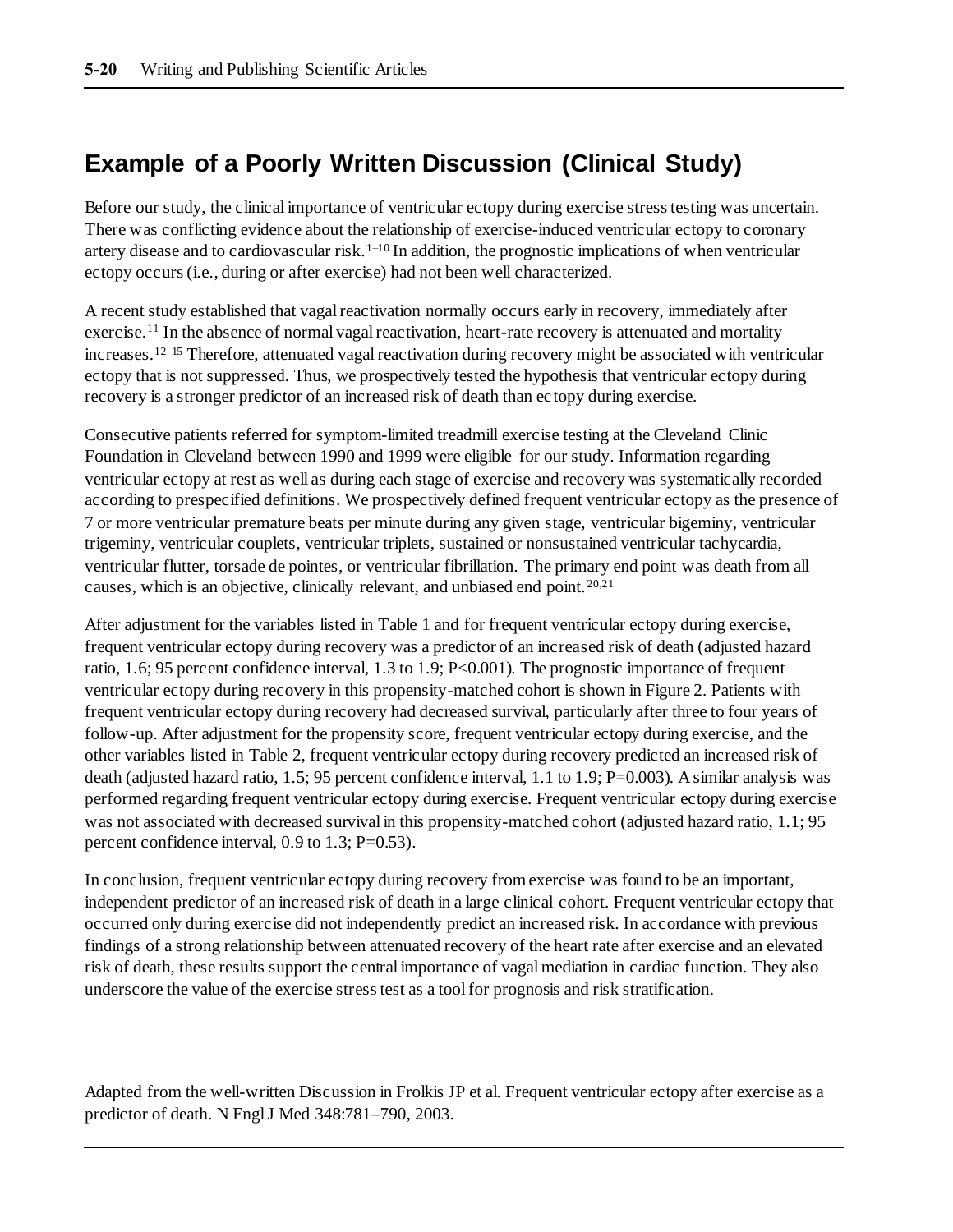## Example of a Poorly Written Discussion (Clinical Study)

Before our study, the clinical importance of ventricular ectopy during exercise stress testing was uncertain. There was conflicting evidence about the relationship of exercise-induced ventricular ectopy to coronary artery disease and to cardiovascular risk.[1–10] In addition, the prognostic implications of when ventricular ectopy occurs (i.e., during or after exercise) had not been well characterized.

A recent study established that vagal reactivation normally occurs early in recovery, immediately after exercise.[11] In the absence of normal vagal reactivation, heart-rate recovery is attenuated and mortality increases.[12–15] Therefore, attenuated vagal reactivation during recovery might be associated with ventricular ectopy that is not suppressed. Thus, we prospectively tested the hypothesis that ventricular ectopy during recovery is a stronger predictor of an increased risk of death than ectopy during exercise.

Consecutive patients referred for symptom-limited treadmill exercise testing at the Cleveland Clinic Foundation in Cleveland between 1990 and 1999 were eligible for our study. Information regarding ventricular ectopy at rest as well as during each stage of exercise and recovery was systematically recorded according to prespecified definitions. We prospectively defined frequent ventricular ectopy as the presence of 7 or more ventricular premature beats per minute during any given stage, ventricular bigeminy, ventricular trigeminy, ventricular couplets, ventricular triplets, sustained or nonsustained ventricular tachycardia, ventricular flutter, torsade de pointes, or ventricular fibrillation. The primary end point was death from all causes, which is an objective, clinically relevant, and unbiased end point.[20,21]

After adjustment for the variables listed in Table 1 and for frequent ventricular ectopy during exercise, frequent ventricular ectopy during recovery was a predictor of an increased risk of death (adjusted hazard ratio, 1.6; 95 percent confidence interval, 1.3 to 1.9; $P<0.001$). The prognostic importance of frequent ventricular ectopy during recovery in this propensity-matched cohort is shown in Figure 2. Patients with frequent ventricular ectopy during recovery had decreased survival, particularly after three to four years of follow-up. After adjustment for the propensity score, frequent ventricular ectopy during exercise, and the other variables listed in Table 2, frequent ventricular ectopy during recovery predicted an increased risk of death (adjusted hazard ratio, 1.5; 95 percent confidence interval, 1.1 to 1.9; $P=0.003$). A similar analysis was performed regarding frequent ventricular ectopy during exercise. Frequent ventricular ectopy during exercise was not associated with decreased survival in this propensity-matched cohort (adjusted hazard ratio, 1.1; 95 percent confidence interval, 0.9 to 1.3; $P=0.53$).

In conclusion, frequent ventricular ectopy during recovery from exercise was found to be an important, independent predictor of an increased risk of death in a large clinical cohort. Frequent ventricular ectopy that occurred only during exercise did not independently predict an increased risk. In accordance with previous findings of a strong relationship between attenuated recovery of the heart rate after exercise and an elevated risk of death, these results support the central importance of vagal mediation in cardiac function. They also underscore the value of the exercise stress test as a tool for prognosis and risk stratification.

Adapted from the well-written Discussion in Frolkis JP et al. Frequent ventricular ectopy after exercise as a predictor of death. N Engl J Med 348:781–790, 2003.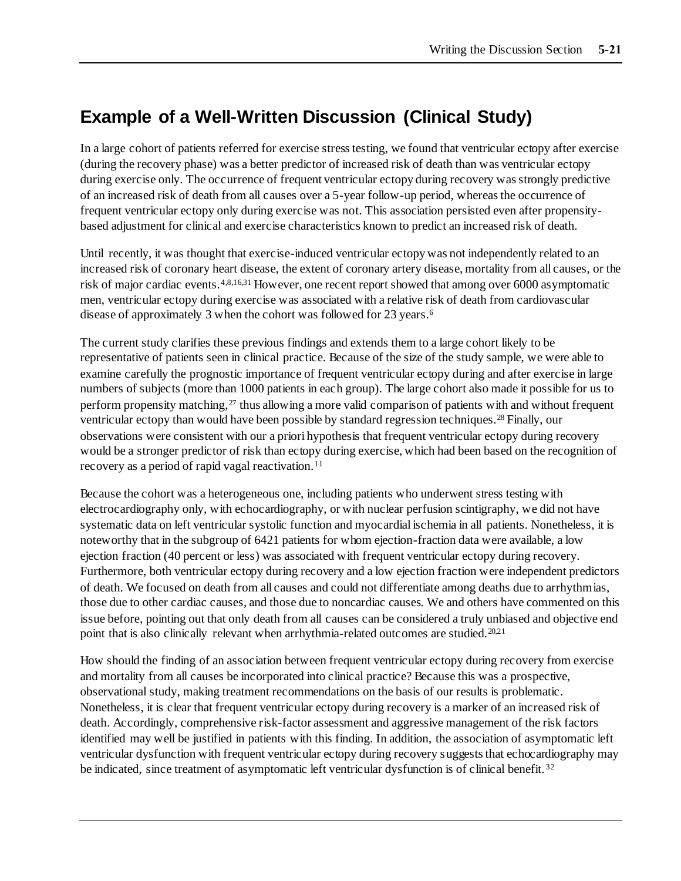## Example of a Well-Written Discussion (Clinical Study)

In a large cohort of patients referred for exercise stress testing, we found that ventricular ectopy after exercise (during the recovery phase) was a better predictor of increased risk of death than was ventricular ectopy during exercise only. The occurrence of frequent ventricular ectopy during recovery was strongly predictive of an increased risk of death from all causes over a 5-year follow-up period, whereas the occurrence of frequent ventricular ectopy only during exercise was not. This association persisted even after propensity-based adjustment for clinical and exercise characteristics known to predict an increased risk of death.

Until recently, it was thought that exercise-induced ventricular ectopy was not independently related to an increased risk of coronary heart disease, the extent of coronary artery disease, mortality from all causes, or the risk of major cardiac events.[4,8,16,31] However, one recent report showed that among over 6000 asymptomatic men, ventricular ectopy during exercise was associated with a relative risk of death from cardiovascular disease of approximately 3 when the cohort was followed for 23 years.[6]

The current study clarifies these previous findings and extends them to a large cohort likely to be representative of patients seen in clinical practice. Because of the size of the study sample, we were able to examine carefully the prognostic importance of frequent ventricular ectopy during and after exercise in large numbers of subjects (more than 1000 patients in each group). The large cohort also made it possible for us to perform propensity matching,[27] thus allowing a more valid comparison of patients with and without frequent ventricular ectopy than would have been possible by standard regression techniques.[28] Finally, our observations were consistent with our a priori hypothesis that frequent ventricular ectopy during recovery would be a stronger predictor of risk than ectopy during exercise, which had been based on the recognition of recovery as a period of rapid vagal reactivation.[11]

Because the cohort was a heterogeneous one, including patients who underwent stress testing with electrocardiography only, with echocardiography, or with nuclear perfusion scintigraphy, we did not have systematic data on left ventricular systolic function and myocardial ischemia in all patients. Nonetheless, it is noteworthy that in the subgroup of 6421 patients for whom ejection-fraction data were available, a low ejection fraction (40 percent or less) was associated with frequent ventricular ectopy during recovery. Furthermore, both ventricular ectopy during recovery and a low ejection fraction were independent predictors of death. We focused on death from all causes and could not differentiate among deaths due to arrhythmias, those due to other cardiac causes, and those due to noncardiac causes. We and others have commented on this issue before, pointing out that only death from all causes can be considered a truly unbiased and objective end point that is also clinically relevant when arrhythmia-related outcomes are studied.[20,21]

How should the finding of an association between frequent ventricular ectopy during recovery from exercise and mortality from all causes be incorporated into clinical practice? Because this was a prospective, observational study, making treatment recommendations on the basis of our results is problematic. Nonetheless, it is clear that frequent ventricular ectopy during recovery is a marker of an increased risk of death. Accordingly, comprehensive risk-factor assessment and aggressive management of the risk factors identified may well be justified in patients with this finding. In addition, the association of asymptomatic left ventricular dysfunction with frequent ventricular ectopy during recovery suggests that echocardiography may be indicated, since treatment of asymptomatic left ventricular dysfunction is of clinical benefit.[32]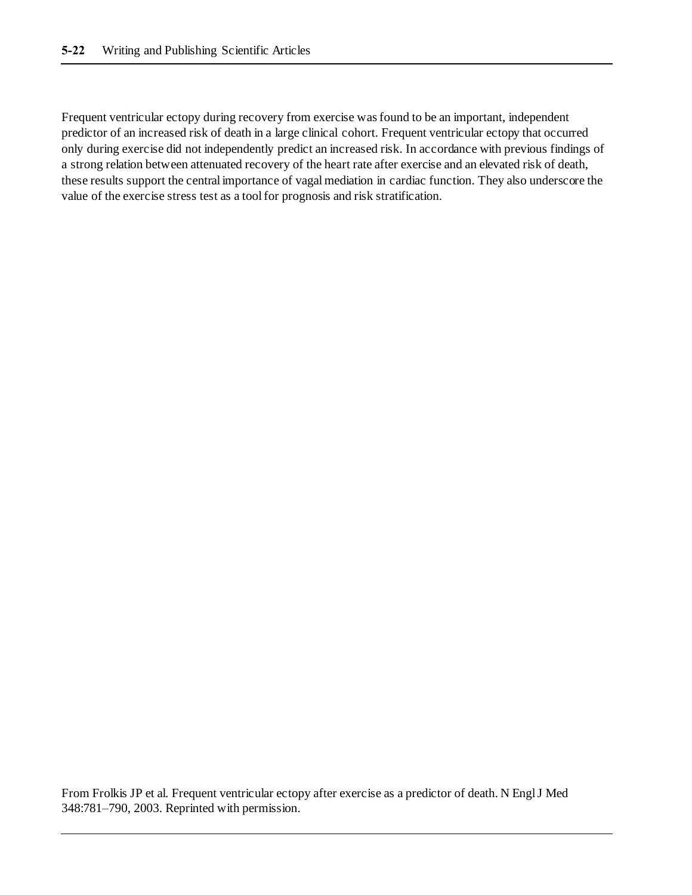Frequent ventricular ectopy during recovery from exercise was found to be an important, independent predictor of an increased risk of death in a large clinical cohort. Frequent ventricular ectopy that occurred only during exercise did not independently predict an increased risk. In accordance with previous findings of a strong relation between attenuated recovery of the heart rate after exercise and an elevated risk of death, these results support the central importance of vagal mediation in cardiac function. They also underscore the value of the exercise stress test as a tool for prognosis and risk stratification.

From Frolkis JP et al. Frequent ventricular ectopy after exercise as a predictor of death. N Engl J Med 348:781–790, 2003. Reprinted with permission.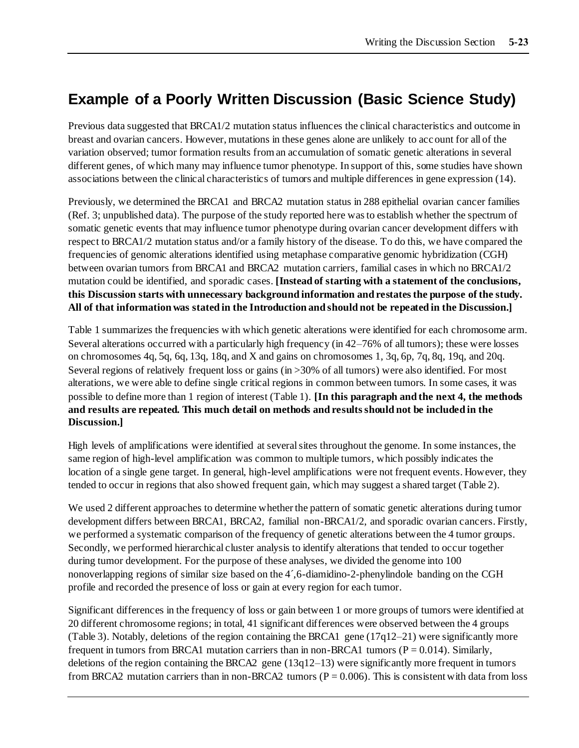## Example of a Poorly Written Discussion (Basic Science Study)

Previous data suggested that BRCA1/2 mutation status influences the clinical characteristics and outcome in breast and ovarian cancers. However, mutations in these genes alone are unlikely to account for all of the variation observed; tumor formation results from an accumulation of somatic genetic alterations in several different genes, of which many may influence tumor phenotype. In support of this, some studies have shown associations between the clinical characteristics of tumors and multiple differences in gene expression (14).

Previously, we determined the BRCA1 and BRCA2 mutation status in 288 epithelial ovarian cancer families (Ref. 3; unpublished data). The purpose of the study reported here was to establish whether the spectrum of somatic genetic events that may influence tumor phenotype during ovarian cancer development differs with respect to BRCA1/2 mutation status and/or a family history of the disease. To do this, we have compared the frequencies of genomic alterations identified using metaphase comparative genomic hybridization (CGH) between ovarian tumors from BRCA1 and BRCA2 mutation carriers, familial cases in which no BRCA1/2 mutation could be identified, and sporadic cases. **[Instead of starting with a statement of the conclusions, this Discussion starts with unnecessary background information and restates the purpose of the study. All of that information was stated in the Introduction and should not be repeated in the Discussion.]**

Table 1 summarizes the frequencies with which genetic alterations were identified for each chromosome arm. Several alterations occurred with a particularly high frequency (in 42–76% of all tumors); these were losses on chromosomes 4q, 5q, 6q, 13q, 18q, and X and gains on chromosomes 1, 3q, 6p, 7q, 8q, 19q, and 20q. Several regions of relatively frequent loss or gains (in >30% of all tumors) were also identified. For most alterations, we were able to define single critical regions in common between tumors. In some cases, it was possible to define more than 1 region of interest (Table 1). **[In this paragraph and the next 4, the methods and results are repeated. This much detail on methods and results should not be included in the Discussion.]**

High levels of amplifications were identified at several sites throughout the genome. In some instances, the same region of high-level amplification was common to multiple tumors, which possibly indicates the location of a single gene target. In general, high-level amplifications were not frequent events. However, they tended to occur in regions that also showed frequent gain, which may suggest a shared target (Table 2).

We used 2 different approaches to determine whether the pattern of somatic genetic alterations during tumor development differs between BRCA1, BRCA2, familial non-BRCA1/2, and sporadic ovarian cancers. Firstly, we performed a systematic comparison of the frequency of genetic alterations between the 4 tumor groups. Secondly, we performed hierarchical cluster analysis to identify alterations that tended to occur together during tumor development. For the purpose of these analyses, we divided the genome into 100 nonoverlapping regions of similar size based on the 4´,6-diamidino-2-phenylindole banding on the CGH profile and recorded the presence of loss or gain at every region for each tumor.

Significant differences in the frequency of loss or gain between 1 or more groups of tumors were identified at 20 different chromosome regions; in total, 41 significant differences were observed between the 4 groups (Table 3). Notably, deletions of the region containing the BRCA1 gene (17q12–21) were significantly more frequent in tumors from BRCA1 mutation carriers than in non-BRCA1 tumors ($P = 0.014$). Similarly, deletions of the region containing the BRCA2 gene (13q12–13) were significantly more frequent in tumors from BRCA2 mutation carriers than in non-BRCA2 tumors ($P = 0.006$). This is consistent with data from loss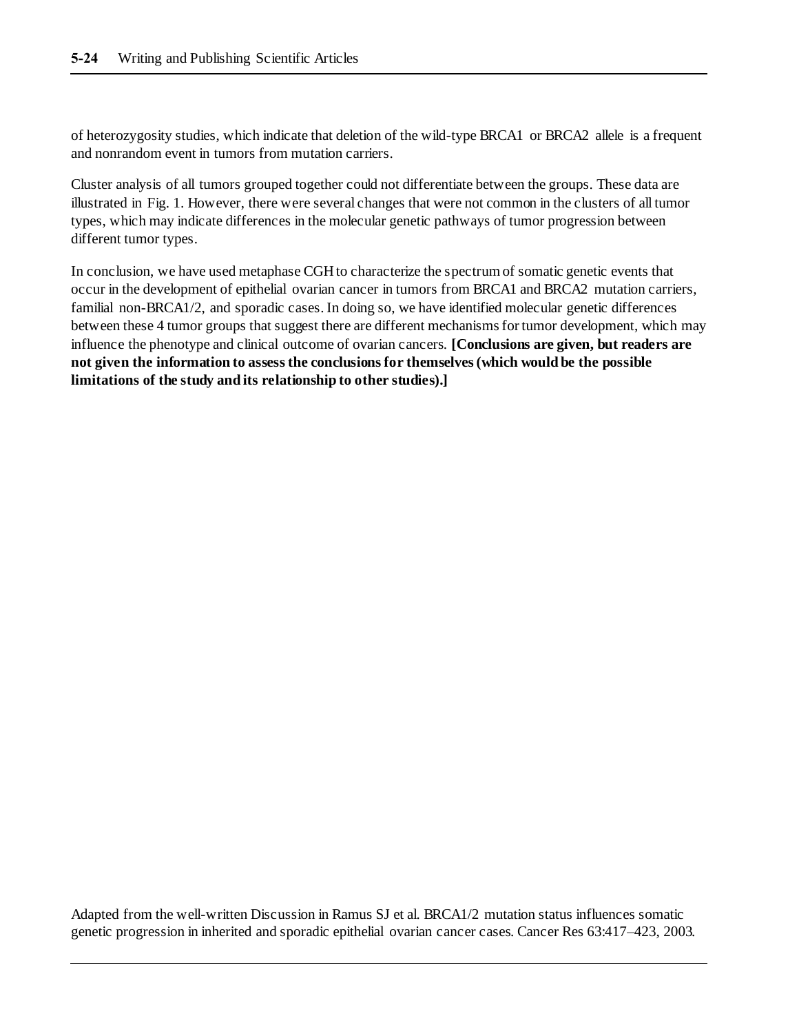of heterozygosity studies, which indicate that deletion of the wild-type BRCA1 or BRCA2 allele is a frequent and nonrandom event in tumors from mutation carriers.

Cluster analysis of all tumors grouped together could not differentiate between the groups. These data are illustrated in Fig. 1. However, there were several changes that were not common in the clusters of all tumor types, which may indicate differences in the molecular genetic pathways of tumor progression between different tumor types.

In conclusion, we have used metaphase CGH to characterize the spectrum of somatic genetic events that occur in the development of epithelial ovarian cancer in tumors from BRCA1 and BRCA2 mutation carriers, familial non-BRCA1/2, and sporadic cases. In doing so, we have identified molecular genetic differences between these 4 tumor groups that suggest there are different mechanisms for tumor development, which may influence the phenotype and clinical outcome of ovarian cancers. **[Conclusions are given, but readers are not given the information to assess the conclusions for themselves (which would be the possible limitations of the study and its relationship to other studies).]**

Adapted from the well-written Discussion in Ramus SJ et al. BRCA1/2 mutation status influences somatic genetic progression in inherited and sporadic epithelial ovarian cancer cases. Cancer Res 63:417–423, 2003.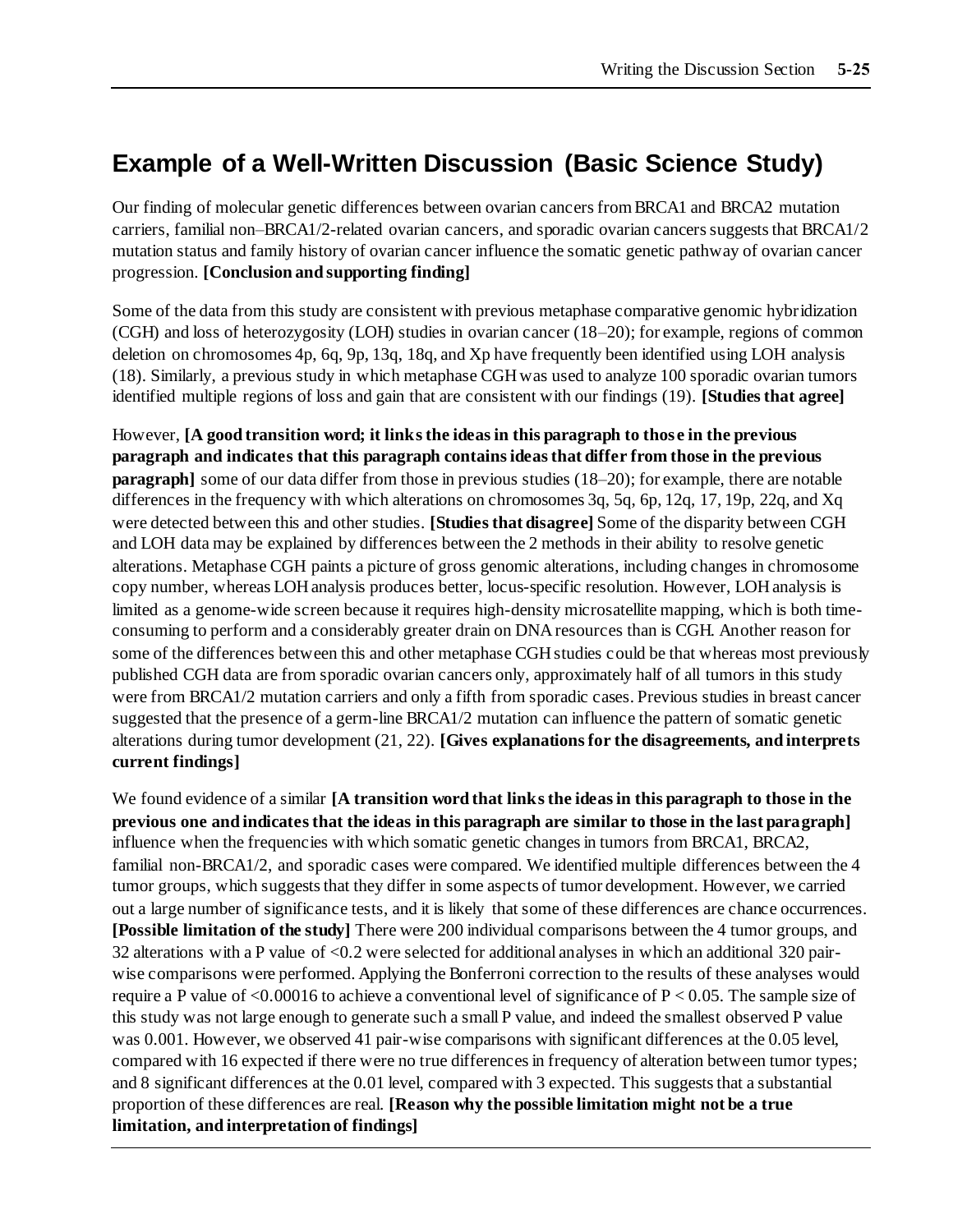## Example of a Well-Written Discussion (Basic Science Study)

Our finding of molecular genetic differences between ovarian cancers from BRCA1 and BRCA2 mutation carriers, familial non–BRCA1/2-related ovarian cancers, and sporadic ovarian cancers suggests that BRCA1/2 mutation status and family history of ovarian cancer influence the somatic genetic pathway of ovarian cancer progression. **[Conclusion and supporting finding]**

Some of the data from this study are consistent with previous metaphase comparative genomic hybridization (CGH) and loss of heterozygosity (LOH) studies in ovarian cancer (18–20); for example, regions of common deletion on chromosomes 4p, 6q, 9p, 13q, 18q, and Xp have frequently been identified using LOH analysis (18). Similarly, a previous study in which metaphase CGH was used to analyze 100 sporadic ovarian tumors identified multiple regions of loss and gain that are consistent with our findings (19). **[Studies that agree]**

However, **[A good transition word; it links the ideas in this paragraph to those in the previous paragraph and indicates that this paragraph contains ideas that differ from those in the previous paragraph]** some of our data differ from those in previous studies (18–20); for example, there are notable differences in the frequency with which alterations on chromosomes 3q, 5q, 6p, 12q, 17, 19p, 22q, and Xq were detected between this and other studies. **[Studies that disagree]** Some of the disparity between CGH and LOH data may be explained by differences between the 2 methods in their ability to resolve genetic alterations. Metaphase CGH paints a picture of gross genomic alterations, including changes in chromosome copy number, whereas LOH analysis produces better, locus-specific resolution. However, LOH analysis is limited as a genome-wide screen because it requires high-density microsatellite mapping, which is both time-consuming to perform and a considerably greater drain on DNA resources than is CGH. Another reason for some of the differences between this and other metaphase CGH studies could be that whereas most previously published CGH data are from sporadic ovarian cancers only, approximately half of all tumors in this study were from BRCA1/2 mutation carriers and only a fifth from sporadic cases. Previous studies in breast cancer suggested that the presence of a germ-line BRCA1/2 mutation can influence the pattern of somatic genetic alterations during tumor development (21, 22). **[Gives explanations for the disagreements, and interprets current findings]**

We found evidence of a similar **[A transition word that links the ideas in this paragraph to those in the previous one and indicates that the ideas in this paragraph are similar to those in the last paragraph]** influence when the frequencies with which somatic genetic changes in tumors from BRCA1, BRCA2, familial non-BRCA1/2, and sporadic cases were compared. We identified multiple differences between the 4 tumor groups, which suggests that they differ in some aspects of tumor development. However, we carried out a large number of significance tests, and it is likely that some of these differences are chance occurrences. **[Possible limitation of the study]** There were 200 individual comparisons between the 4 tumor groups, and 32 alterations with a P value of <0.2 were selected for additional analyses in which an additional 320 pair-wise comparisons were performed. Applying the Bonferroni correction to the results of these analyses would require a P value of <0.00016 to achieve a conventional level of significance of $P < 0.05$. The sample size of this study was not large enough to generate such a small P value, and indeed the smallest observed P value was 0.001. However, we observed 41 pair-wise comparisons with significant differences at the 0.05 level, compared with 16 expected if there were no true differences in frequency of alteration between tumor types; and 8 significant differences at the 0.01 level, compared with 3 expected. This suggests that a substantial proportion of these differences are real. **[Reason why the possible limitation might not be a true limitation, and interpretation of findings]**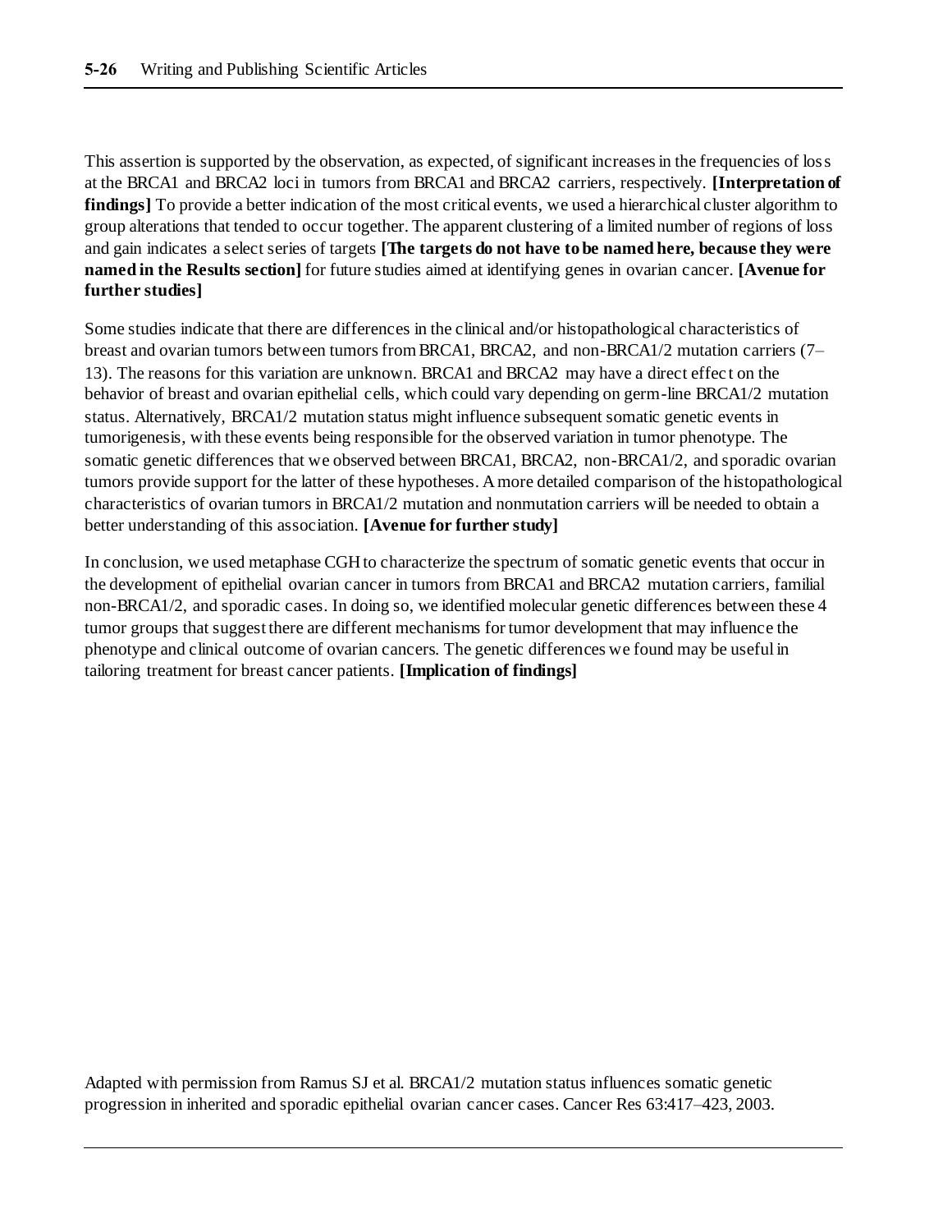This assertion is supported by the observation, as expected, of significant increases in the frequencies of loss at the BRCA1 and BRCA2 loci in tumors from BRCA1 and BRCA2 carriers, respectively. **[Interpretation of findings]** To provide a better indication of the most critical events, we used a hierarchical cluster algorithm to group alterations that tended to occur together. The apparent clustering of a limited number of regions of loss and gain indicates a select series of targets **[The targets do not have to be named here, because they were named in the Results section]** for future studies aimed at identifying genes in ovarian cancer. **[Avenue for further studies]**

Some studies indicate that there are differences in the clinical and/or histopathological characteristics of breast and ovarian tumors between tumors from BRCA1, BRCA2, and non-BRCA1/2 mutation carriers (7–13). The reasons for this variation are unknown. BRCA1 and BRCA2 may have a direct effect on the behavior of breast and ovarian epithelial cells, which could vary depending on germ-line BRCA1/2 mutation status. Alternatively, BRCA1/2 mutation status might influence subsequent somatic genetic events in tumorigenesis, with these events being responsible for the observed variation in tumor phenotype. The somatic genetic differences that we observed between BRCA1, BRCA2, non-BRCA1/2, and sporadic ovarian tumors provide support for the latter of these hypotheses. A more detailed comparison of the histopathological characteristics of ovarian tumors in BRCA1/2 mutation and nonmutation carriers will be needed to obtain a better understanding of this association. **[Avenue for further study]**

In conclusion, we used metaphase CGH to characterize the spectrum of somatic genetic events that occur in the development of epithelial ovarian cancer in tumors from BRCA1 and BRCA2 mutation carriers, familial non-BRCA1/2, and sporadic cases. In doing so, we identified molecular genetic differences between these 4 tumor groups that suggest there are different mechanisms for tumor development that may influence the phenotype and clinical outcome of ovarian cancers. The genetic differences we found may be useful in tailoring treatment for breast cancer patients. **[Implication of findings]**

Adapted with permission from Ramus SJ et al. BRCA1/2 mutation status influences somatic genetic progression in inherited and sporadic epithelial ovarian cancer cases. Cancer Res 63:417–423, 2003.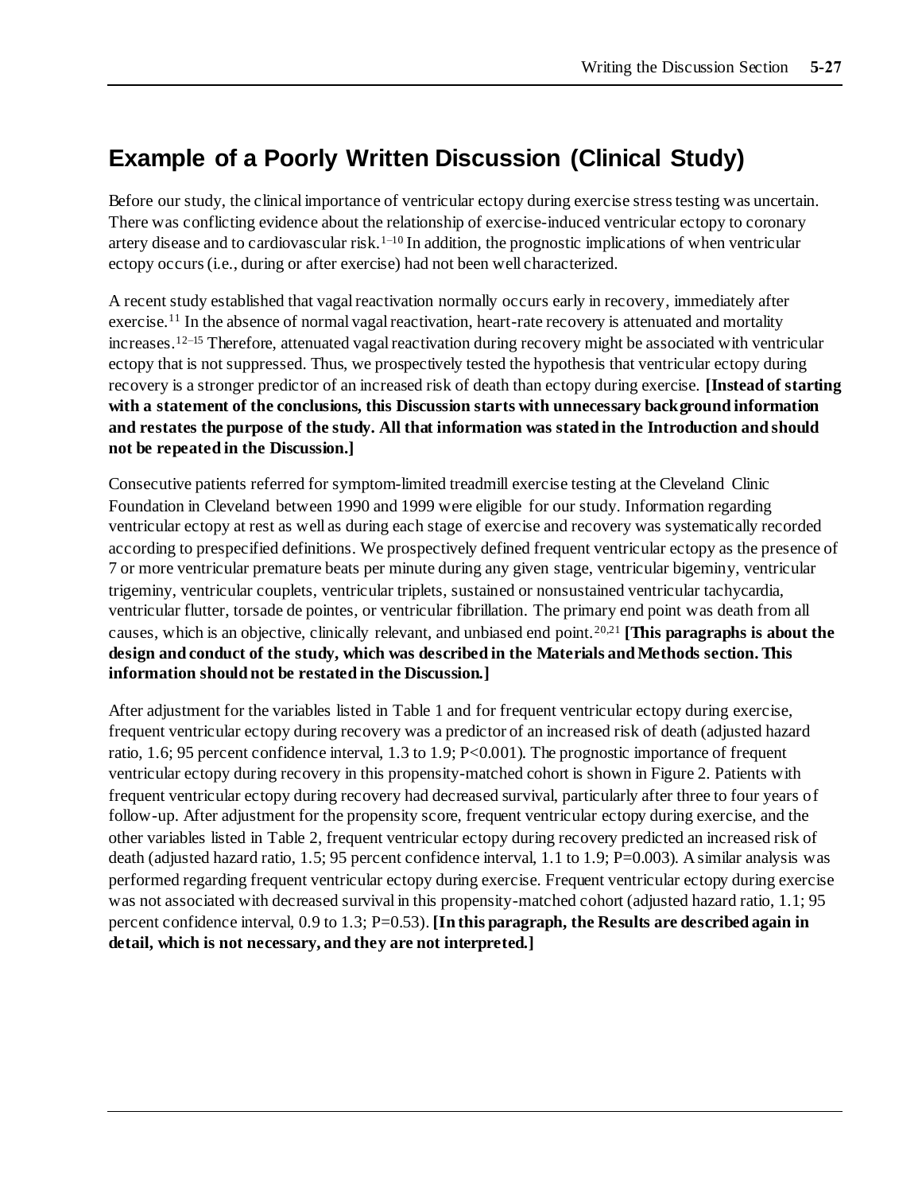## Example of a Poorly Written Discussion (Clinical Study)

Before our study, the clinical importance of ventricular ectopy during exercise stress testing was uncertain. There was conflicting evidence about the relationship of exercise-induced ventricular ectopy to coronary artery disease and to cardiovascular risk.[1–10] In addition, the prognostic implications of when ventricular ectopy occurs (i.e., during or after exercise) had not been well characterized.

A recent study established that vagal reactivation normally occurs early in recovery, immediately after exercise.[11] In the absence of normal vagal reactivation, heart-rate recovery is attenuated and mortality increases.[12–15] Therefore, attenuated vagal reactivation during recovery might be associated with ventricular ectopy that is not suppressed. Thus, we prospectively tested the hypothesis that ventricular ectopy during recovery is a stronger predictor of an increased risk of death than ectopy during exercise. **[Instead of starting with a statement of the conclusions, this Discussion starts with unnecessary background information and restates the purpose of the study. All that information was stated in the Introduction and should not be repeated in the Discussion.]**

Consecutive patients referred for symptom-limited treadmill exercise testing at the Cleveland Clinic Foundation in Cleveland between 1990 and 1999 were eligible for our study. Information regarding ventricular ectopy at rest as well as during each stage of exercise and recovery was systematically recorded according to prespecified definitions. We prospectively defined frequent ventricular ectopy as the presence of 7 or more ventricular premature beats per minute during any given stage, ventricular bigeminy, ventricular trigeminy, ventricular couplets, ventricular triplets, sustained or nonsustained ventricular tachycardia, ventricular flutter, torsade de pointes, or ventricular fibrillation. The primary end point was death from all causes, which is an objective, clinically relevant, and unbiased end point.[20,21] **[This paragraphs is about the design and conduct of the study, which was described in the Materials and Methods section. This information should not be restated in the Discussion.]**

After adjustment for the variables listed in Table 1 and for frequent ventricular ectopy during exercise, frequent ventricular ectopy during recovery was a predictor of an increased risk of death (adjusted hazard ratio, 1.6; 95 percent confidence interval, 1.3 to 1.9; $P<0.001$). The prognostic importance of frequent ventricular ectopy during recovery in this propensity-matched cohort is shown in Figure 2. Patients with frequent ventricular ectopy during recovery had decreased survival, particularly after three to four years of follow-up. After adjustment for the propensity score, frequent ventricular ectopy during exercise, and the other variables listed in Table 2, frequent ventricular ectopy during recovery predicted an increased risk of death (adjusted hazard ratio, 1.5; 95 percent confidence interval, 1.1 to 1.9; $P=0.003$). A similar analysis was performed regarding frequent ventricular ectopy during exercise. Frequent ventricular ectopy during exercise was not associated with decreased survival in this propensity-matched cohort (adjusted hazard ratio, 1.1; 95 percent confidence interval, 0.9 to 1.3; $P=0.53$). **[In this paragraph, the Results are described again in detail, which is not necessary, and they are not interpreted.]**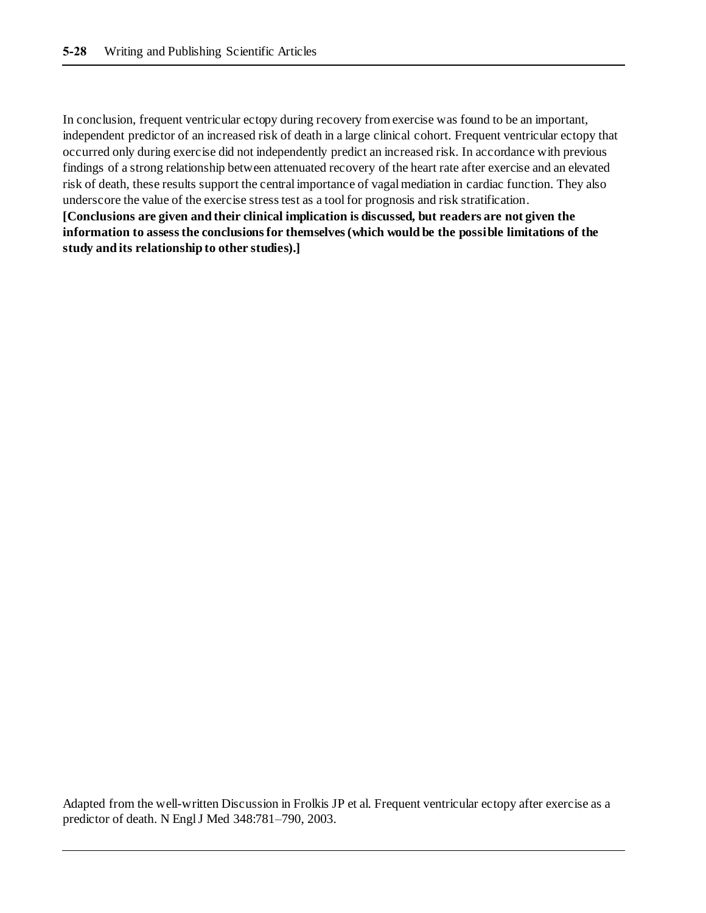In conclusion, frequent ventricular ectopy during recovery from exercise was found to be an important, independent predictor of an increased risk of death in a large clinical cohort. Frequent ventricular ectopy that occurred only during exercise did not independently predict an increased risk. In accordance with previous findings of a strong relationship between attenuated recovery of the heart rate after exercise and an elevated risk of death, these results support the central importance of vagal mediation in cardiac function. They also underscore the value of the exercise stress test as a tool for prognosis and risk stratification.
**[Conclusions are given and their clinical implication is discussed, but readers are not given the information to assess the conclusions for themselves (which would be the possible limitations of the study and its relationship to other studies).]**

Adapted from the well-written Discussion in Frolkis JP et al. Frequent ventricular ectopy after exercise as a predictor of death. N Engl J Med 348:781–790, 2003.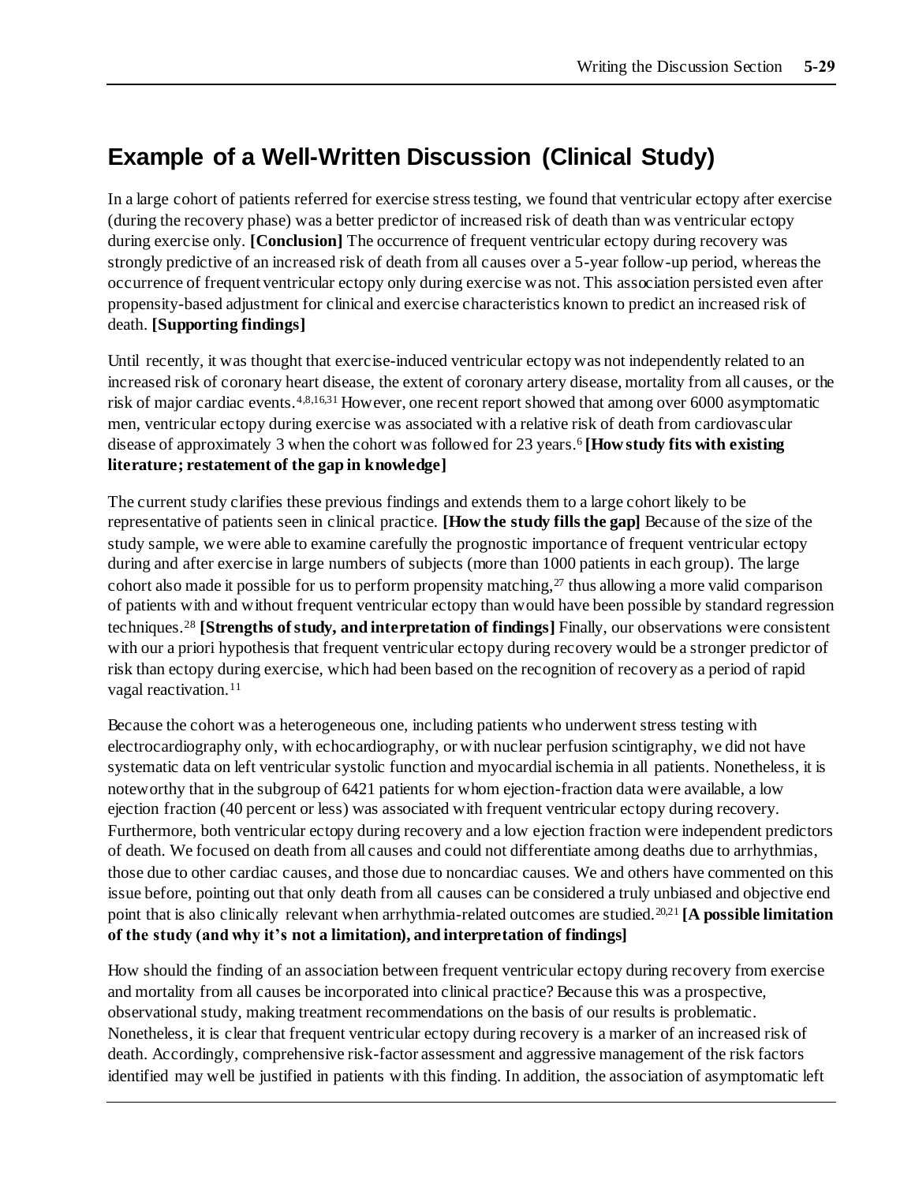## Example of a Well-Written Discussion (Clinical Study)

In a large cohort of patients referred for exercise stress testing, we found that ventricular ectopy after exercise (during the recovery phase) was a better predictor of increased risk of death than was ventricular ectopy during exercise only. **[Conclusion]** The occurrence of frequent ventricular ectopy during recovery was strongly predictive of an increased risk of death from all causes over a 5-year follow-up period, whereas the occurrence of frequent ventricular ectopy only during exercise was not. This association persisted even after propensity-based adjustment for clinical and exercise characteristics known to predict an increased risk of death. **[Supporting findings]**

Until recently, it was thought that exercise-induced ventricular ectopy was not independently related to an increased risk of coronary heart disease, the extent of coronary artery disease, mortality from all causes, or the risk of major cardiac events.[4,8,16,31] However, one recent report showed that among over 6000 asymptomatic men, ventricular ectopy during exercise was associated with a relative risk of death from cardiovascular disease of approximately 3 when the cohort was followed for 23 years.[6] **[How study fits with existing literature; restatement of the gap in knowledge]**

The current study clarifies these previous findings and extends them to a large cohort likely to be representative of patients seen in clinical practice. **[How the study fills the gap]** Because of the size of the study sample, we were able to examine carefully the prognostic importance of frequent ventricular ectopy during and after exercise in large numbers of subjects (more than 1000 patients in each group). The large cohort also made it possible for us to perform propensity matching,[27] thus allowing a more valid comparison of patients with and without frequent ventricular ectopy than would have been possible by standard regression techniques.[28] **[Strengths of study, and interpretation of findings]** Finally, our observations were consistent with our a priori hypothesis that frequent ventricular ectopy during recovery would be a stronger predictor of risk than ectopy during exercise, which had been based on the recognition of recovery as a period of rapid vagal reactivation.[11]

Because the cohort was a heterogeneous one, including patients who underwent stress testing with electrocardiography only, with echocardiography, or with nuclear perfusion scintigraphy, we did not have systematic data on left ventricular systolic function and myocardial ischemia in all patients. Nonetheless, it is noteworthy that in the subgroup of 6421 patients for whom ejection-fraction data were available, a low ejection fraction (40 percent or less) was associated with frequent ventricular ectopy during recovery. Furthermore, both ventricular ectopy during recovery and a low ejection fraction were independent predictors of death. We focused on death from all causes and could not differentiate among deaths due to arrhythmias, those due to other cardiac causes, and those due to noncardiac causes. We and others have commented on this issue before, pointing out that only death from all causes can be considered a truly unbiased and objective end point that is also clinically relevant when arrhythmia-related outcomes are studied.[20,21] **[A possible limitation of the study (and why it's not a limitation), and interpretation of findings]**

How should the finding of an association between frequent ventricular ectopy during recovery from exercise and mortality from all causes be incorporated into clinical practice? Because this was a prospective, observational study, making treatment recommendations on the basis of our results is problematic. Nonetheless, it is clear that frequent ventricular ectopy during recovery is a marker of an increased risk of death. Accordingly, comprehensive risk-factor assessment and aggressive management of the risk factors identified may well be justified in patients with this finding. In addition, the association of asymptomatic left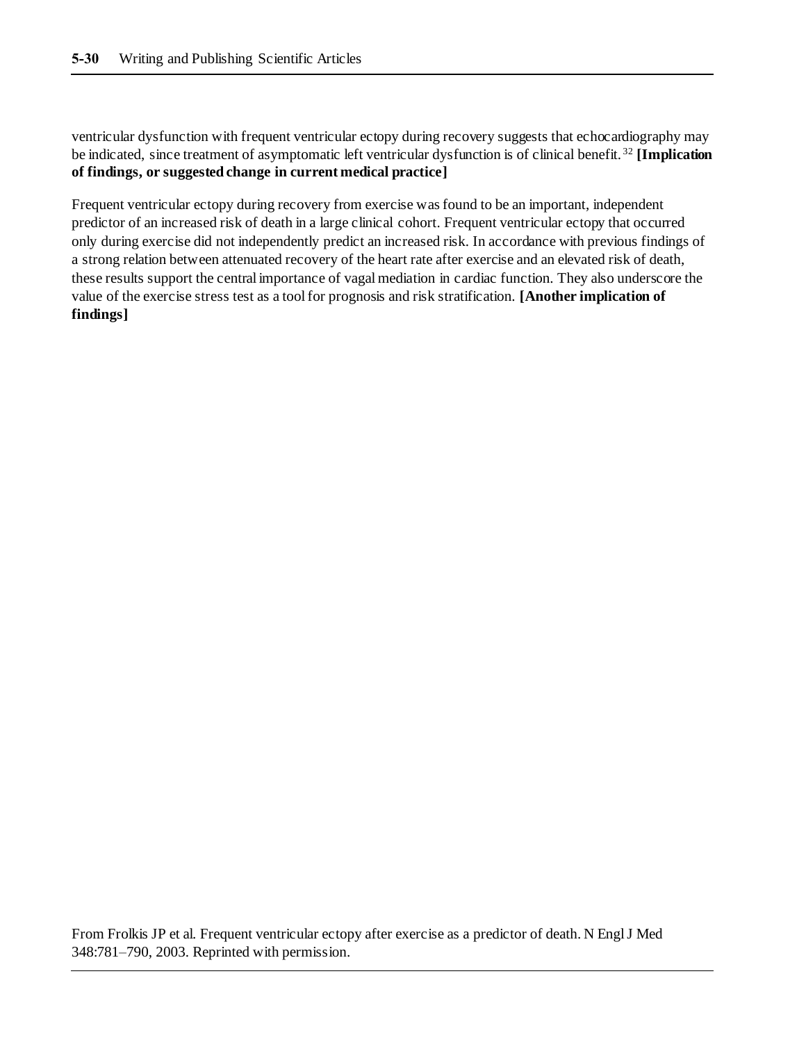ventricular dysfunction with frequent ventricular ectopy during recovery suggests that echocardiography may be indicated, since treatment of asymptomatic left ventricular dysfunction is of clinical benefit.[32] **[Implication of findings, or suggested change in current medical practice]**

Frequent ventricular ectopy during recovery from exercise was found to be an important, independent predictor of an increased risk of death in a large clinical cohort. Frequent ventricular ectopy that occurred only during exercise did not independently predict an increased risk. In accordance with previous findings of a strong relation between attenuated recovery of the heart rate after exercise and an elevated risk of death, these results support the central importance of vagal mediation in cardiac function. They also underscore the value of the exercise stress test as a tool for prognosis and risk stratification. **[Another implication of findings]**

From Frolkis JP et al. Frequent ventricular ectopy after exercise as a predictor of death. N Engl J Med 348:781–790, 2003. Reprinted with permission.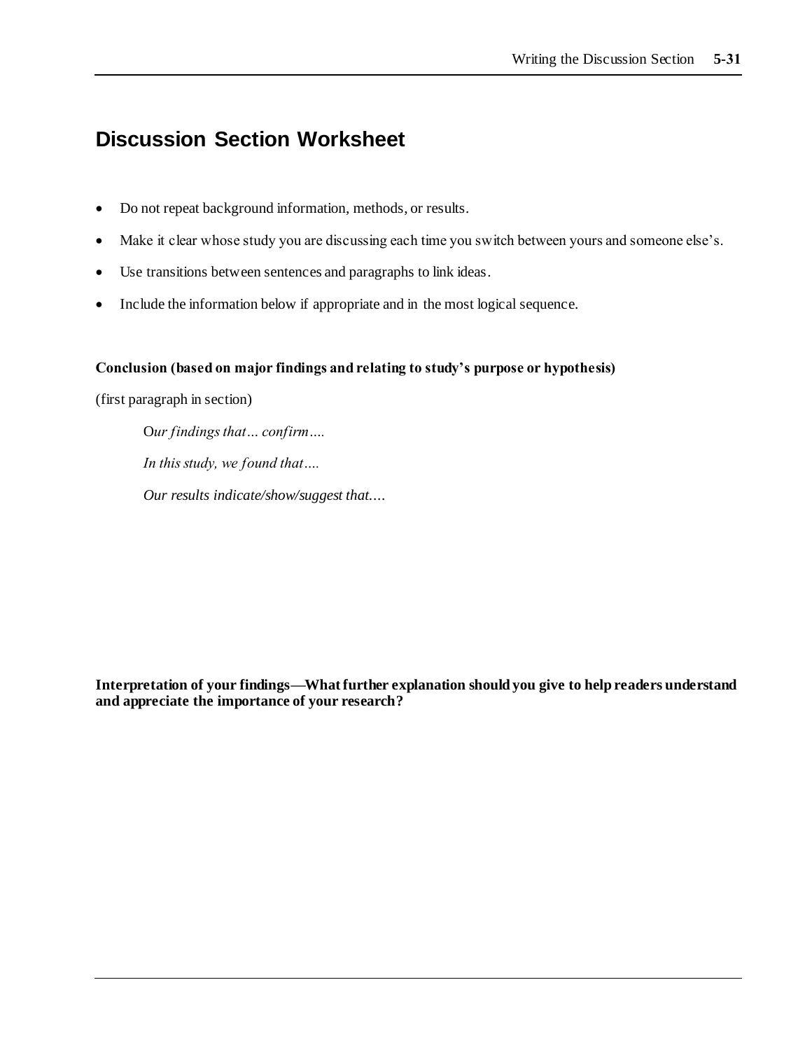# Discussion Section Worksheet

- Do not repeat background information, methods, or results.
- Make it clear whose study you are discussing each time you switch between yours and someone else's.
- Use transitions between sentences and paragraphs to link ideas.
- Include the information below if appropriate and in the most logical sequence.

**Conclusion (based on major findings and relating to study's purpose or hypothesis)**

(first paragraph in section)

> O*ur findings that… confirm….*
>
> *In this study, we found that….*
>
> *Our results indicate/show/suggest that….*

**Interpretation of your findings—What further explanation should you give to help readers understand and appreciate the importance of your research?**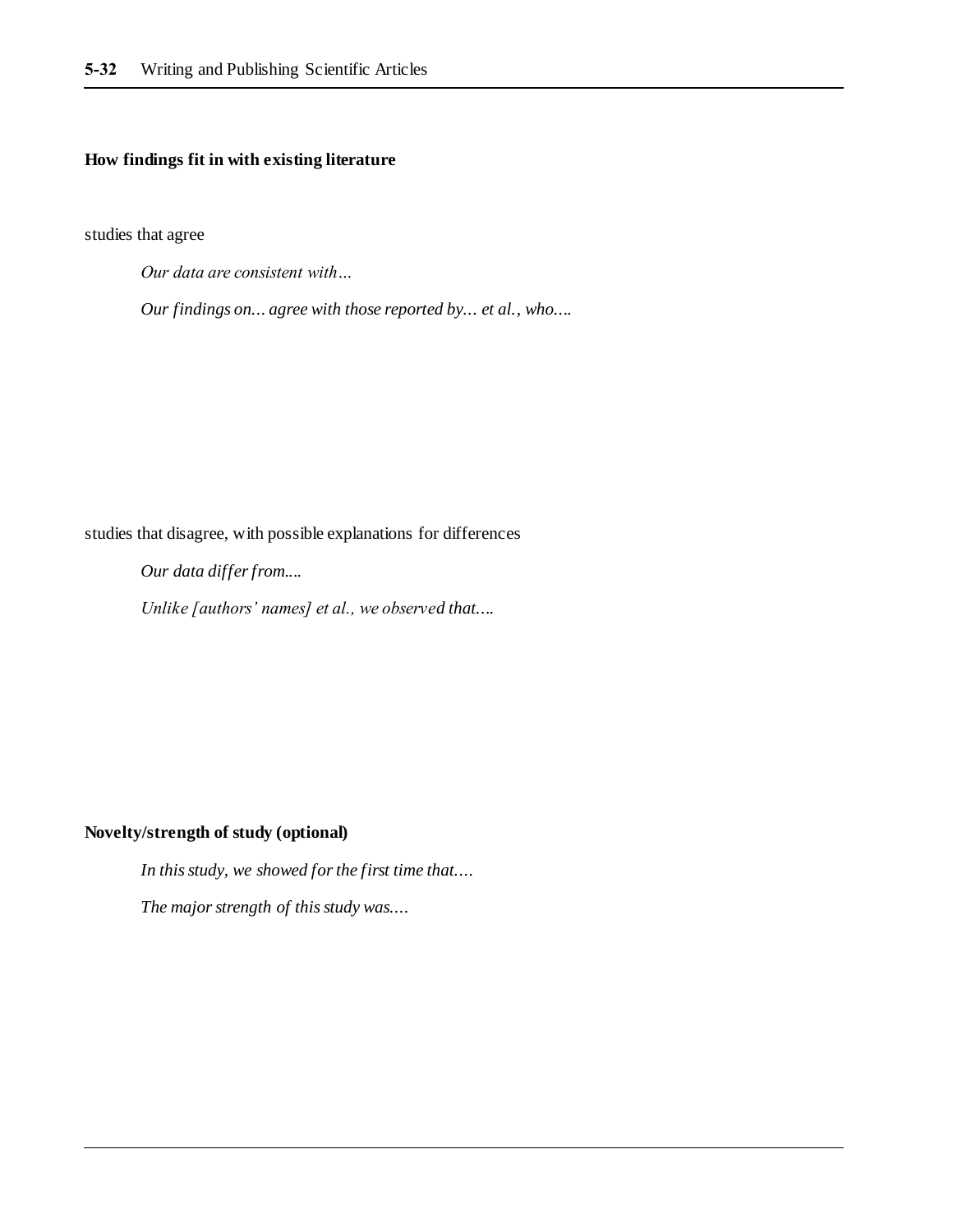**How findings fit in with existing literature**

studies that agree

*Our data are consistent with…*

*Our findings on… agree with those reported by… et al., who….*

studies that disagree, with possible explanations for differences

*Our data differ from....*

*Unlike [authors' names] et al., we observed that….*

**Novelty/strength of study (optional)**

*In this study, we showed for the first time that….*

*The major strength of this study was….*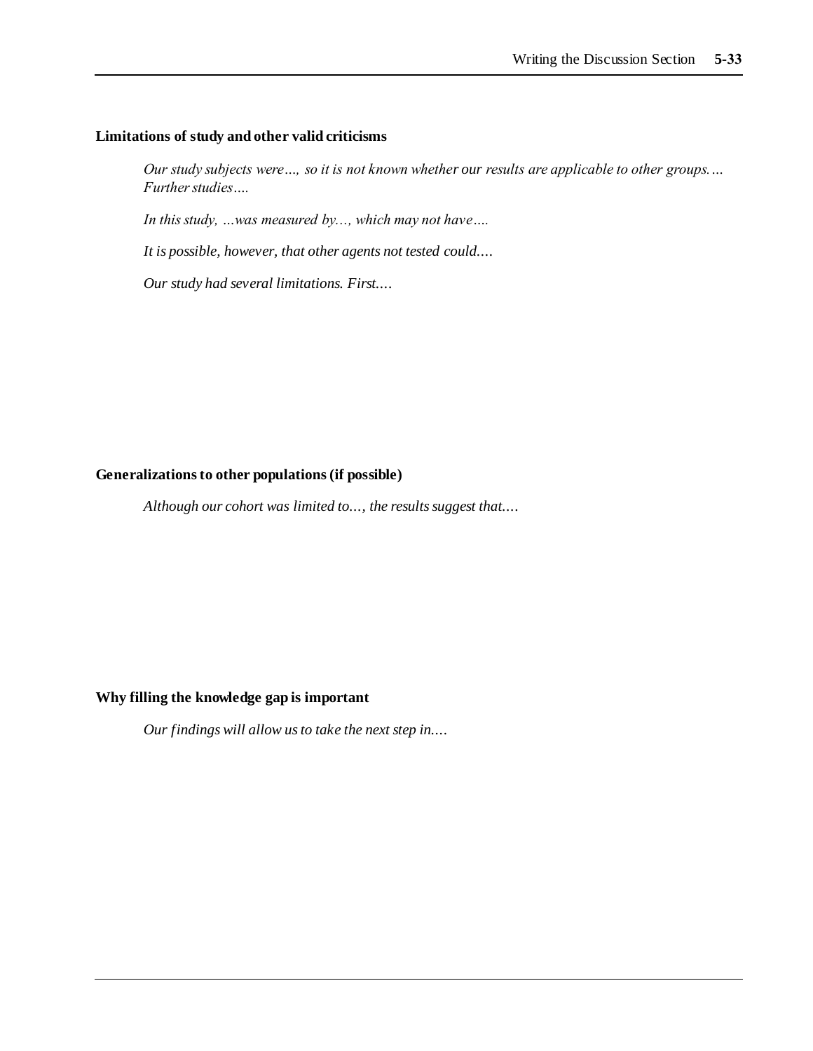**Limitations of study and other valid criticisms**

*Our study subjects were…, so it is not known whether our results are applicable to other groups.… Further studies….*

*In this study, …was measured by…, which may not have….*

*It is possible, however, that other agents not tested could….*

*Our study had several limitations. First….*

**Generalizations to other populations (if possible)**

*Although our cohort was limited to…, the results suggest that….*

**Why filling the knowledge gap is important**

*Our findings will allow us to take the next step in….*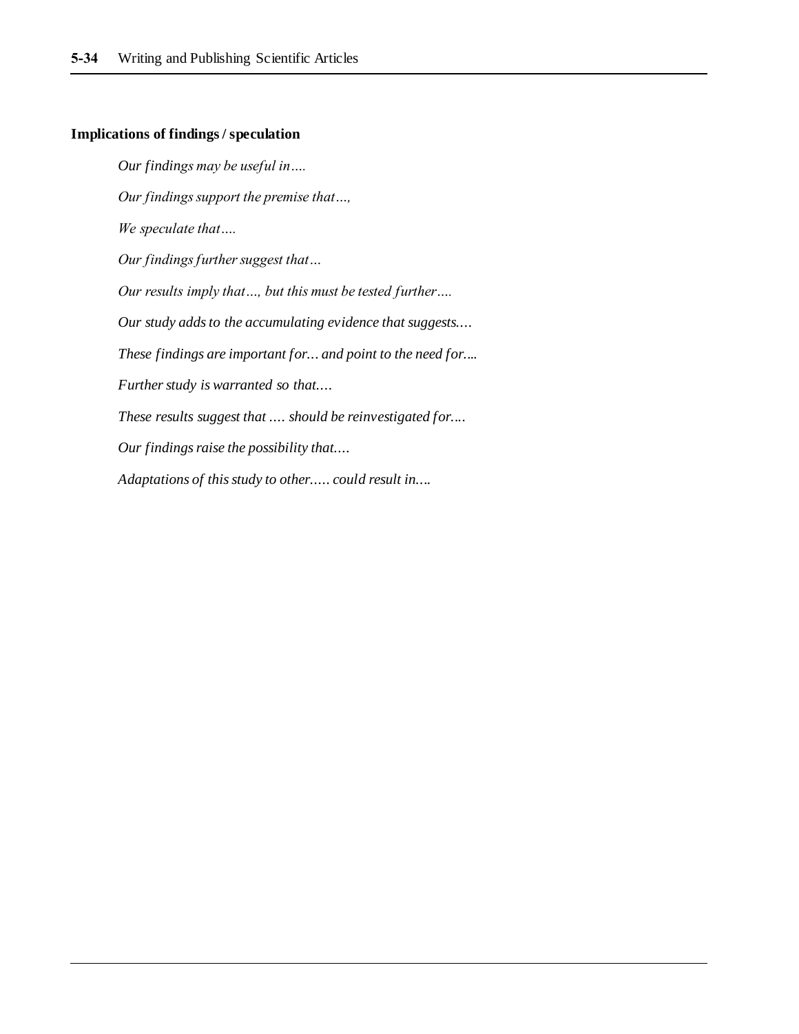**Implications of findings / speculation**

*Our findings may be useful in….*

*Our findings support the premise that…,*

*We speculate that….*

*Our findings further suggest that…*

*Our results imply that…, but this must be tested further….*

*Our study adds to the accumulating evidence that suggests….*

*These findings are important for… and point to the need for....*

*Further study is warranted so that….*

*These results suggest that …. should be reinvestigated for….*

*Our findings raise the possibility that….*

*Adaptations of this study to other….. could result in….*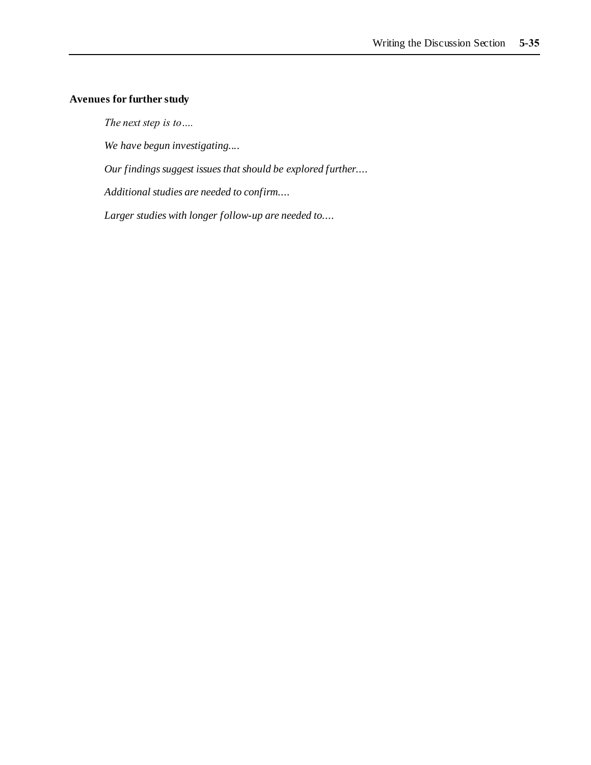**Avenues for further study**

*The next step is to....*

*We have begun investigating....*

*Our findings suggest issues that should be explored further....*

*Additional studies are needed to confirm....*

*Larger studies with longer follow-up are needed to....*